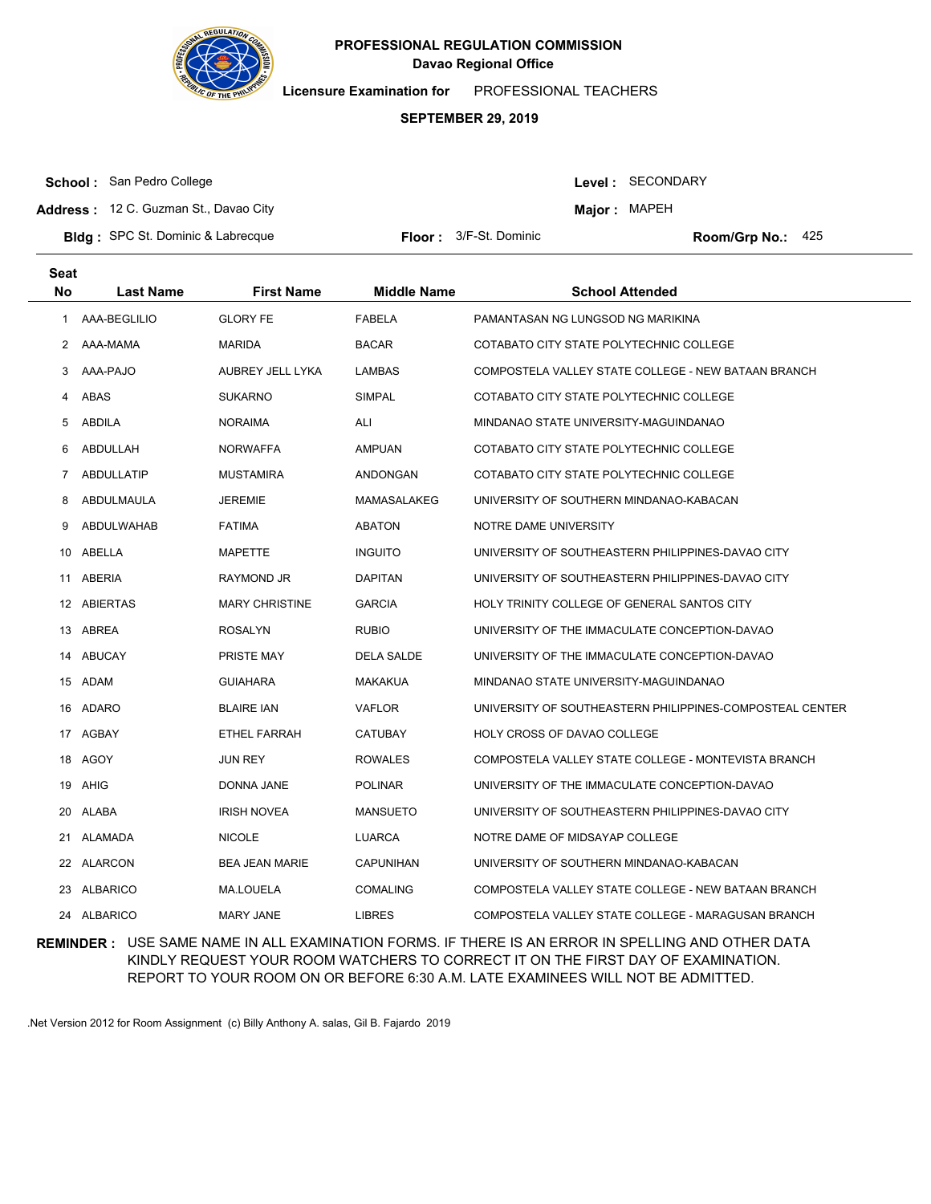**PROFESSIONAL REGULATION COMMISSION**
**Davao Regional Office**

**Licensure Examination for** PROFESSIONAL TEACHERS

**SEPTEMBER 29, 2019**

**School :** San Pedro College
**Address :** 12 C. Guzman St., Davao City
**Bldg :** SPC St. Dominic & Labrecque
**Floor :** 3/F-St. Dominic
**Level :** SECONDARY
**Major :** MAPEH
**Room/Grp No.:** 425

| Seat No | Last Name | First Name | Middle Name | School Attended |
|---|---|---|---|---|
| 1 | AAA-BEGLILIO | GLORY FE | FABELA | PAMANTASAN NG LUNGSOD NG MARIKINA |
| 2 | AAA-MAMA | MARIDA | BACAR | COTABATO CITY STATE POLYTECHNIC COLLEGE |
| 3 | AAA-PAJO | AUBREY JELL LYKA | LAMBAS | COMPOSTELA VALLEY STATE COLLEGE - NEW BATAAN BRANCH |
| 4 | ABAS | SUKARNO | SIMPAL | COTABATO CITY STATE POLYTECHNIC COLLEGE |
| 5 | ABDILA | NORAIMA | ALI | MINDANAO STATE UNIVERSITY-MAGUINDANAO |
| 6 | ABDULLAH | NORWAFFA | AMPUAN | COTABATO CITY STATE POLYTECHNIC COLLEGE |
| 7 | ABDULLATIP | MUSTAMIRA | ANDONGAN | COTABATO CITY STATE POLYTECHNIC COLLEGE |
| 8 | ABDULMAULA | JEREMIE | MAMASALAKEG | UNIVERSITY OF SOUTHERN MINDANAO-KABACAN |
| 9 | ABDULWAHAB | FATIMA | ABATON | NOTRE DAME UNIVERSITY |
| 10 | ABELLA | MAPETTE | INGUITO | UNIVERSITY OF SOUTHEASTERN PHILIPPINES-DAVAO CITY |
| 11 | ABERIA | RAYMOND JR | DAPITAN | UNIVERSITY OF SOUTHEASTERN PHILIPPINES-DAVAO CITY |
| 12 | ABIERTAS | MARY CHRISTINE | GARCIA | HOLY TRINITY COLLEGE OF GENERAL SANTOS CITY |
| 13 | ABREA | ROSALYN | RUBIO | UNIVERSITY OF THE IMMACULATE CONCEPTION-DAVAO |
| 14 | ABUCAY | PRISTE MAY | DELA SALDE | UNIVERSITY OF THE IMMACULATE CONCEPTION-DAVAO |
| 15 | ADAM | GUIAHARA | MAKAKUA | MINDANAO STATE UNIVERSITY-MAGUINDANAO |
| 16 | ADARO | BLAIRE IAN | VAFLOR | UNIVERSITY OF SOUTHEASTERN PHILIPPINES-COMPOSTEAL CENTER |
| 17 | AGBAY | ETHEL FARRAH | CATUBAY | HOLY CROSS OF DAVAO COLLEGE |
| 18 | AGOY | JUN REY | ROWALES | COMPOSTELA VALLEY STATE COLLEGE - MONTEVISTA BRANCH |
| 19 | AHIG | DONNA JANE | POLINAR | UNIVERSITY OF THE IMMACULATE CONCEPTION-DAVAO |
| 20 | ALABA | IRISH NOVEA | MANSUETO | UNIVERSITY OF SOUTHEASTERN PHILIPPINES-DAVAO CITY |
| 21 | ALAMADA | NICOLE | LUARCA | NOTRE DAME OF MIDSAYAP COLLEGE |
| 22 | ALARCON | BEA JEAN MARIE | CAPUNIHAN | UNIVERSITY OF SOUTHERN MINDANAO-KABACAN |
| 23 | ALBARICO | MA.LOUELA | COMALING | COMPOSTELA VALLEY STATE COLLEGE - NEW BATAAN BRANCH |
| 24 | ALBARICO | MARY JANE | LIBRES | COMPOSTELA VALLEY STATE COLLEGE - MARAGUSAN BRANCH |

**REMINDER :** USE SAME NAME IN ALL EXAMINATION FORMS. IF THERE IS AN ERROR IN SPELLING AND OTHER DATA KINDLY REQUEST YOUR ROOM WATCHERS TO CORRECT IT ON THE FIRST DAY OF EXAMINATION. REPORT TO YOUR ROOM ON OR BEFORE 6:30 A.M. LATE EXAMINEES WILL NOT BE ADMITTED.

.Net Version 2012 for Room Assignment (c) Billy Anthony A. salas, Gil B. Fajardo 2019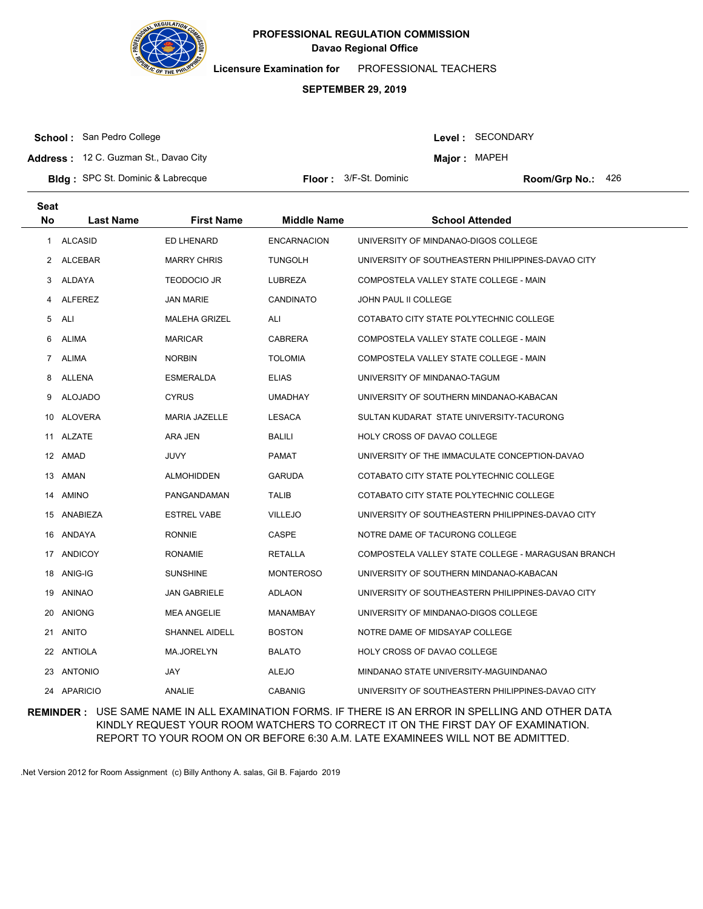**PROFESSIONAL REGULATION COMMISSION**
**Davao Regional Office**

**Licensure Examination for** PROFESSIONAL TEACHERS

**SEPTEMBER 29, 2019**

**School :** San Pedro College
**Address :** 12 C. Guzman St., Davao City
**Bldg :** SPC St. Dominic & Labrecque
**Floor :** 3/F-St. Dominic
**Level :** SECONDARY
**Major :** MAPEH
**Room/Grp No.:** 426

| Seat No | Last Name | First Name | Middle Name | School Attended |
|---|---|---|---|---|
| 1 | ALCASID | ED LHENARD | ENCARNACION | UNIVERSITY OF MINDANAO-DIGOS COLLEGE |
| 2 | ALCEBAR | MARRY CHRIS | TUNGOLH | UNIVERSITY OF SOUTHEASTERN PHILIPPINES-DAVAO CITY |
| 3 | ALDAYA | TEODOCIO JR | LUBREZA | COMPOSTELA VALLEY STATE COLLEGE - MAIN |
| 4 | ALFEREZ | JAN MARIE | CANDINATO | JOHN PAUL II COLLEGE |
| 5 | ALI | MALEHA GRIZEL | ALI | COTABATO CITY STATE POLYTECHNIC COLLEGE |
| 6 | ALIMA | MARICAR | CABRERA | COMPOSTELA VALLEY STATE COLLEGE - MAIN |
| 7 | ALIMA | NORBIN | TOLOMIA | COMPOSTELA VALLEY STATE COLLEGE - MAIN |
| 8 | ALLENA | ESMERALDA | ELIAS | UNIVERSITY OF MINDANAO-TAGUM |
| 9 | ALOJADO | CYRUS | UMADHAY | UNIVERSITY OF SOUTHERN MINDANAO-KABACAN |
| 10 | ALOVERA | MARIA JAZELLE | LESACA | SULTAN KUDARAT STATE UNIVERSITY-TACURONG |
| 11 | ALZATE | ARA JEN | BALILI | HOLY CROSS OF DAVAO COLLEGE |
| 12 | AMAD | JUVY | PAMAT | UNIVERSITY OF THE IMMACULATE CONCEPTION-DAVAO |
| 13 | AMAN | ALMOHIDDEN | GARUDA | COTABATO CITY STATE POLYTECHNIC COLLEGE |
| 14 | AMINO | PANGANDAMAN | TALIB | COTABATO CITY STATE POLYTECHNIC COLLEGE |
| 15 | ANABIEZA | ESTREL VABE | VILLEJO | UNIVERSITY OF SOUTHEASTERN PHILIPPINES-DAVAO CITY |
| 16 | ANDAYA | RONNIE | CASPE | NOTRE DAME OF TACURONG COLLEGE |
| 17 | ANDICOY | RONAMIE | RETALLA | COMPOSTELA VALLEY STATE COLLEGE - MARAGUSAN BRANCH |
| 18 | ANIG-IG | SUNSHINE | MONTEROSO | UNIVERSITY OF SOUTHERN MINDANAO-KABACAN |
| 19 | ANINAO | JAN GABRIELE | ADLAON | UNIVERSITY OF SOUTHEASTERN PHILIPPINES-DAVAO CITY |
| 20 | ANIONG | MEA ANGELIE | MANAMBAY | UNIVERSITY OF MINDANAO-DIGOS COLLEGE |
| 21 | ANITO | SHANNEL AIDELL | BOSTON | NOTRE DAME OF MIDSAYAP COLLEGE |
| 22 | ANTIOLA | MA.JORELYN | BALATO | HOLY CROSS OF DAVAO COLLEGE |
| 23 | ANTONIO | JAY | ALEJO | MINDANAO STATE UNIVERSITY-MAGUINDANAO |
| 24 | APARICIO | ANALIE | CABANIG | UNIVERSITY OF SOUTHEASTERN PHILIPPINES-DAVAO CITY |

**REMINDER :** USE SAME NAME IN ALL EXAMINATION FORMS. IF THERE IS AN ERROR IN SPELLING AND OTHER DATA KINDLY REQUEST YOUR ROOM WATCHERS TO CORRECT IT ON THE FIRST DAY OF EXAMINATION. REPORT TO YOUR ROOM ON OR BEFORE 6:30 A.M. LATE EXAMINEES WILL NOT BE ADMITTED.

.Net Version 2012 for Room Assignment (c) Billy Anthony A. salas, Gil B. Fajardo 2019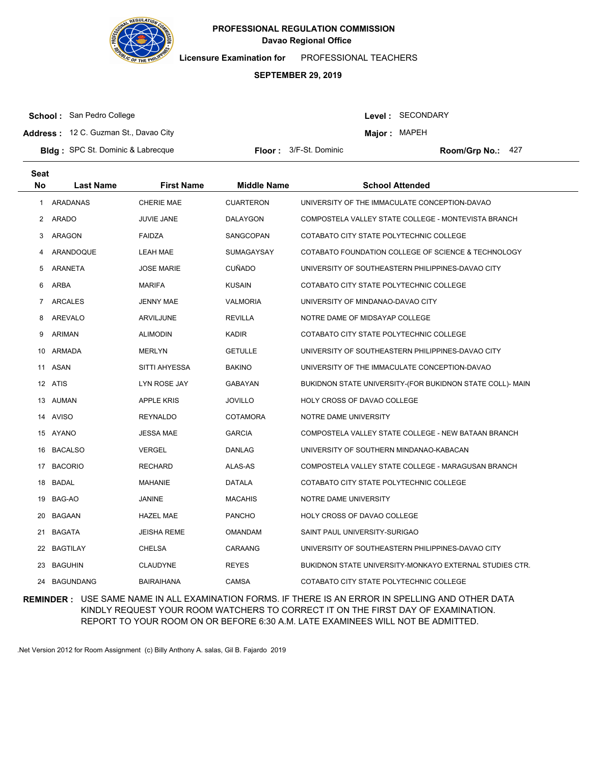**PROFESSIONAL REGULATION COMMISSION**
**Davao Regional Office**

**Licensure Examination for** PROFESSIONAL TEACHERS

**SEPTEMBER 29, 2019**

**School :** San Pedro College
**Address :** 12 C. Guzman St., Davao City
**Bldg :** SPC St. Dominic & Labrecque
**Floor :** 3/F-St. Dominic
**Level :** SECONDARY
**Major :** MAPEH
**Room/Grp No.:** 427

| Seat No | Last Name | First Name | Middle Name | School Attended |
|---|---|---|---|---|
| 1 | ARADANAS | CHERIE MAE | CUARTERON | UNIVERSITY OF THE IMMACULATE CONCEPTION-DAVAO |
| 2 | ARADO | JUVIE JANE | DALAYGON | COMPOSTELA VALLEY STATE COLLEGE - MONTEVISTA BRANCH |
| 3 | ARAGON | FAIDZA | SANGCOPAN | COTABATO CITY STATE POLYTECHNIC COLLEGE |
| 4 | ARANDOQUE | LEAH MAE | SUMAGAYSAY | COTABATO FOUNDATION COLLEGE OF SCIENCE & TECHNOLOGY |
| 5 | ARANETA | JOSE MARIE | CUÑADO | UNIVERSITY OF SOUTHEASTERN PHILIPPINES-DAVAO CITY |
| 6 | ARBA | MARIFA | KUSAIN | COTABATO CITY STATE POLYTECHNIC COLLEGE |
| 7 | ARCALES | JENNY MAE | VALMORIA | UNIVERSITY OF MINDANAO-DAVAO CITY |
| 8 | AREVALO | ARVILJUNE | REVILLA | NOTRE DAME OF MIDSAYAP COLLEGE |
| 9 | ARIMAN | ALIMODIN | KADIR | COTABATO CITY STATE POLYTECHNIC COLLEGE |
| 10 | ARMADA | MERLYN | GETULLE | UNIVERSITY OF SOUTHEASTERN PHILIPPINES-DAVAO CITY |
| 11 | ASAN | SITTI AHYESSA | BAKINO | UNIVERSITY OF THE IMMACULATE CONCEPTION-DAVAO |
| 12 | ATIS | LYN ROSE JAY | GABAYAN | BUKIDNON STATE UNIVERSITY-(FOR BUKIDNON STATE COLL)- MAIN |
| 13 | AUMAN | APPLE KRIS | JOVILLO | HOLY CROSS OF DAVAO COLLEGE |
| 14 | AVISO | REYNALDO | COTAMORA | NOTRE DAME UNIVERSITY |
| 15 | AYANO | JESSA MAE | GARCIA | COMPOSTELA VALLEY STATE COLLEGE - NEW BATAAN BRANCH |
| 16 | BACALSO | VERGEL | DANLAG | UNIVERSITY OF SOUTHERN MINDANAO-KABACAN |
| 17 | BACORIO | RECHARD | ALAS-AS | COMPOSTELA VALLEY STATE COLLEGE - MARAGUSAN BRANCH |
| 18 | BADAL | MAHANIE | DATALA | COTABATO CITY STATE POLYTECHNIC COLLEGE |
| 19 | BAG-AO | JANINE | MACAHIS | NOTRE DAME UNIVERSITY |
| 20 | BAGAAN | HAZEL MAE | PANCHO | HOLY CROSS OF DAVAO COLLEGE |
| 21 | BAGATA | JEISHA REME | OMANDAM | SAINT PAUL UNIVERSITY-SURIGAO |
| 22 | BAGTILAY | CHELSA | CARAANG | UNIVERSITY OF SOUTHEASTERN PHILIPPINES-DAVAO CITY |
| 23 | BAGUHIN | CLAUDYNE | REYES | BUKIDNON STATE UNIVERSITY-MONKAYO EXTERNAL STUDIES CTR. |
| 24 | BAGUNDANG | BAIRAIHANA | CAMSA | COTABATO CITY STATE POLYTECHNIC COLLEGE |

**REMINDER :** USE SAME NAME IN ALL EXAMINATION FORMS. IF THERE IS AN ERROR IN SPELLING AND OTHER DATA KINDLY REQUEST YOUR ROOM WATCHERS TO CORRECT IT ON THE FIRST DAY OF EXAMINATION. REPORT TO YOUR ROOM ON OR BEFORE 6:30 A.M. LATE EXAMINEES WILL NOT BE ADMITTED.

.Net Version 2012 for Room Assignment (c) Billy Anthony A. salas, Gil B. Fajardo 2019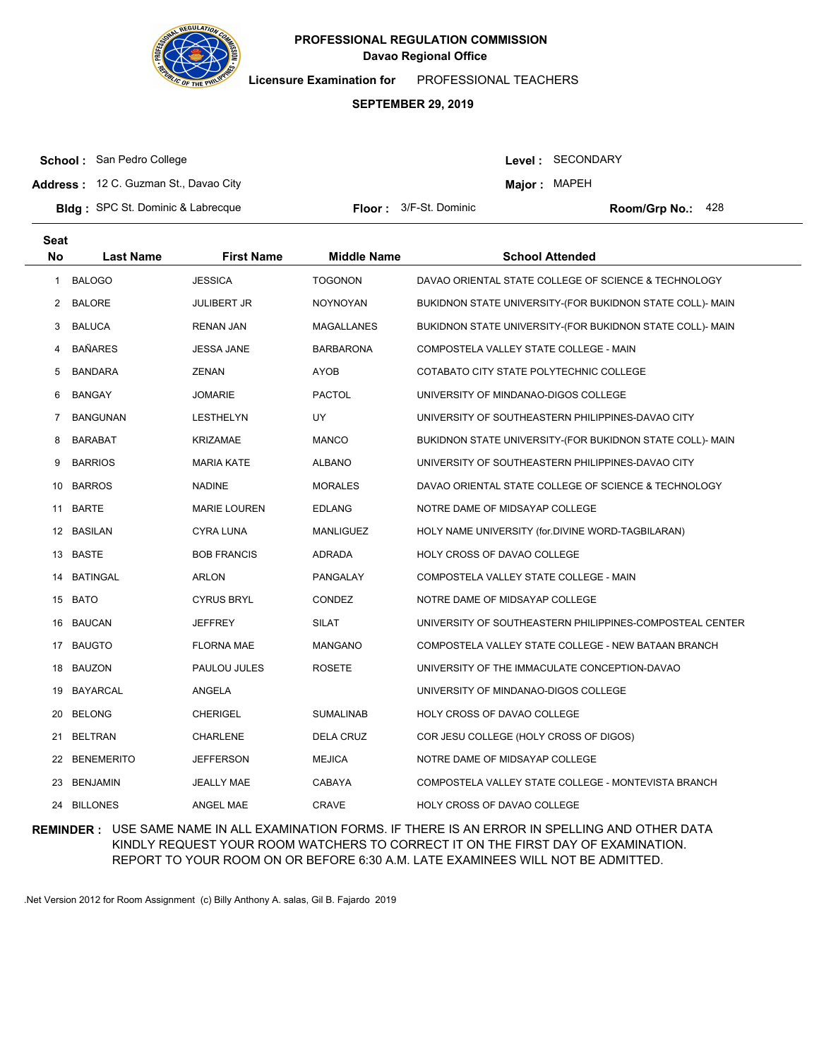**PROFESSIONAL REGULATION COMMISSION**
**Davao Regional Office**

**Licensure Examination for** PROFESSIONAL TEACHERS

**SEPTEMBER 29, 2019**

**School :** San Pedro College
**Address :** 12 C. Guzman St., Davao City
**Bldg :** SPC St. Dominic & Labrecque
**Floor :** 3/F-St. Dominic
**Level :** SECONDARY
**Major :** MAPEH
**Room/Grp No.:** 428

| Seat No | Last Name | First Name | Middle Name | School Attended |
|---|---|---|---|---|
| 1 | BALOGO | JESSICA | TOGONON | DAVAO ORIENTAL STATE COLLEGE OF SCIENCE & TECHNOLOGY |
| 2 | BALORE | JULIBERT JR | NOYNOYAN | BUKIDNON STATE UNIVERSITY-(FOR BUKIDNON STATE COLL)- MAIN |
| 3 | BALUCA | RENAN JAN | MAGALLANES | BUKIDNON STATE UNIVERSITY-(FOR BUKIDNON STATE COLL)- MAIN |
| 4 | BAÑARES | JESSA JANE | BARBARONA | COMPOSTELA VALLEY STATE COLLEGE - MAIN |
| 5 | BANDARA | ZENAN | AYOB | COTABATO CITY STATE POLYTECHNIC COLLEGE |
| 6 | BANGAY | JOMARIE | PACTOL | UNIVERSITY OF MINDANAO-DIGOS COLLEGE |
| 7 | BANGUNAN | LESTHELYN | UY | UNIVERSITY OF SOUTHEASTERN PHILIPPINES-DAVAO CITY |
| 8 | BARABAT | KRIZAMAE | MANCO | BUKIDNON STATE UNIVERSITY-(FOR BUKIDNON STATE COLL)- MAIN |
| 9 | BARRIOS | MARIA KATE | ALBANO | UNIVERSITY OF SOUTHEASTERN PHILIPPINES-DAVAO CITY |
| 10 | BARROS | NADINE | MORALES | DAVAO ORIENTAL STATE COLLEGE OF SCIENCE & TECHNOLOGY |
| 11 | BARTE | MARIE LOUREN | EDLANG | NOTRE DAME OF MIDSAYAP COLLEGE |
| 12 | BASILAN | CYRA LUNA | MANLIGUEZ | HOLY NAME UNIVERSITY (for.DIVINE WORD-TAGBILARAN) |
| 13 | BASTE | BOB FRANCIS | ADRADA | HOLY CROSS OF DAVAO COLLEGE |
| 14 | BATINGAL | ARLON | PANGALAY | COMPOSTELA VALLEY STATE COLLEGE - MAIN |
| 15 | BATO | CYRUS BRYL | CONDEZ | NOTRE DAME OF MIDSAYAP COLLEGE |
| 16 | BAUCAN | JEFFREY | SILAT | UNIVERSITY OF SOUTHEASTERN PHILIPPINES-COMPOSTEAL CENTER |
| 17 | BAUGTO | FLORNA MAE | MANGANO | COMPOSTELA VALLEY STATE COLLEGE - NEW BATAAN BRANCH |
| 18 | BAUZON | PAULOU JULES | ROSETE | UNIVERSITY OF THE IMMACULATE CONCEPTION-DAVAO |
| 19 | BAYARCAL | ANGELA | | UNIVERSITY OF MINDANAO-DIGOS COLLEGE |
| 20 | BELONG | CHERIGEL | SUMALINAB | HOLY CROSS OF DAVAO COLLEGE |
| 21 | BELTRAN | CHARLENE | DELA CRUZ | COR JESU COLLEGE (HOLY CROSS OF DIGOS) |
| 22 | BENEMERITO | JEFFERSON | MEJICA | NOTRE DAME OF MIDSAYAP COLLEGE |
| 23 | BENJAMIN | JEALLY MAE | CABAYA | COMPOSTELA VALLEY STATE COLLEGE - MONTEVISTA BRANCH |
| 24 | BILLONES | ANGEL MAE | CRAVE | HOLY CROSS OF DAVAO COLLEGE |

**REMINDER :** USE SAME NAME IN ALL EXAMINATION FORMS. IF THERE IS AN ERROR IN SPELLING AND OTHER DATA KINDLY REQUEST YOUR ROOM WATCHERS TO CORRECT IT ON THE FIRST DAY OF EXAMINATION. REPORT TO YOUR ROOM ON OR BEFORE 6:30 A.M. LATE EXAMINEES WILL NOT BE ADMITTED.

.Net Version 2012 for Room Assignment (c) Billy Anthony A. salas, Gil B. Fajardo 2019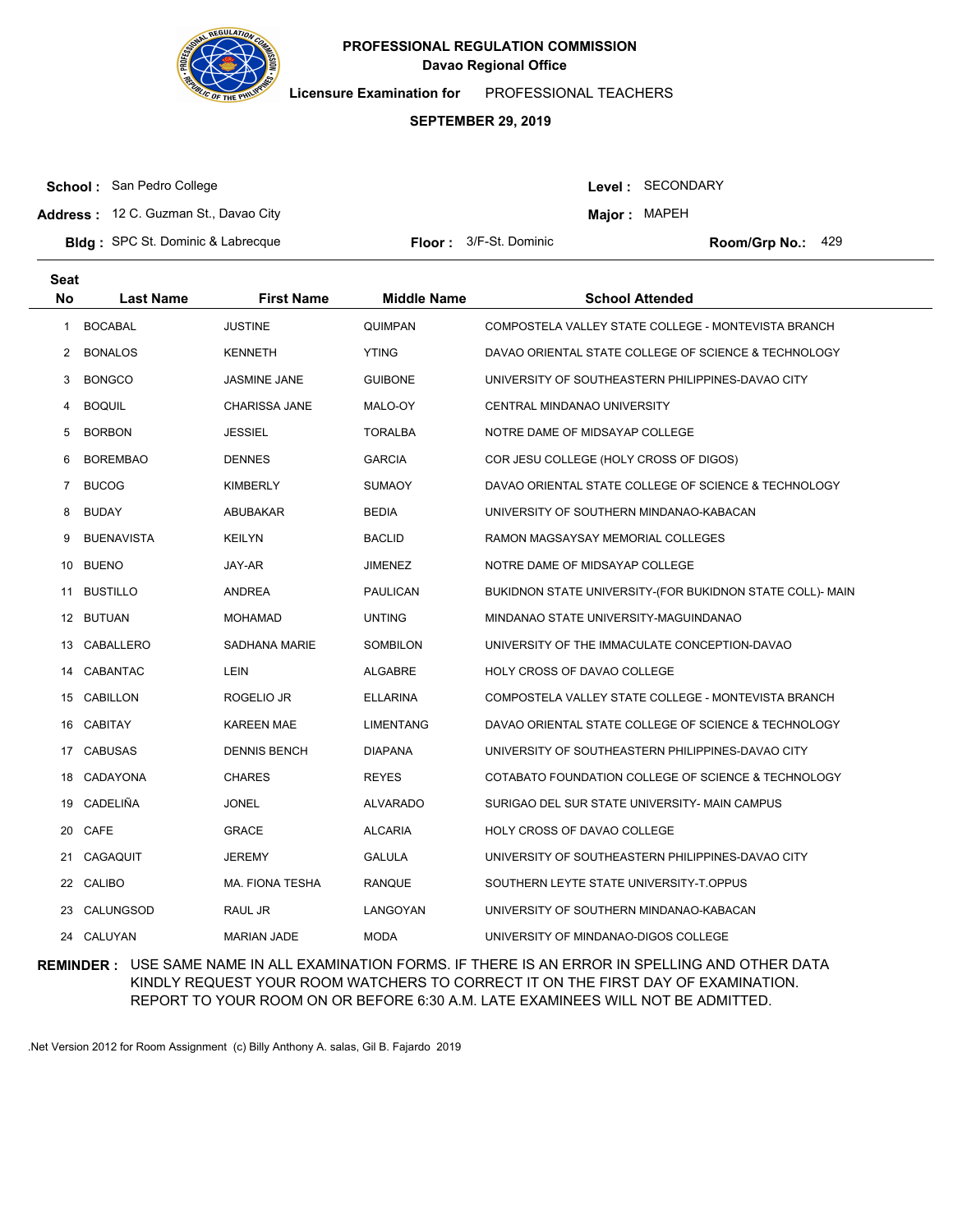**PROFESSIONAL REGULATION COMMISSION**
**Davao Regional Office**

**Licensure Examination for** PROFESSIONAL TEACHERS

**SEPTEMBER 29, 2019**

**School :** San Pedro College
**Address :** 12 C. Guzman St., Davao City
**Bldg :** SPC St. Dominic & Labrecque
**Floor :** 3/F-St. Dominic
**Level :** SECONDARY
**Major :** MAPEH
**Room/Grp No.:** 429

| Seat No | Last Name | First Name | Middle Name | School Attended |
|---|---|---|---|---|
| 1 | BOCABAL | JUSTINE | QUIMPAN | COMPOSTELA VALLEY STATE COLLEGE - MONTEVISTA BRANCH |
| 2 | BONALOS | KENNETH | YTING | DAVAO ORIENTAL STATE COLLEGE OF SCIENCE & TECHNOLOGY |
| 3 | BONGCO | JASMINE JANE | GUIBONE | UNIVERSITY OF SOUTHEASTERN PHILIPPINES-DAVAO CITY |
| 4 | BOQUIL | CHARISSA JANE | MALO-OY | CENTRAL MINDANAO UNIVERSITY |
| 5 | BORBON | JESSIEL | TORALBA | NOTRE DAME OF MIDSAYAP COLLEGE |
| 6 | BOREMBAO | DENNES | GARCIA | COR JESU COLLEGE (HOLY CROSS OF DIGOS) |
| 7 | BUCOG | KIMBERLY | SUMAOY | DAVAO ORIENTAL STATE COLLEGE OF SCIENCE & TECHNOLOGY |
| 8 | BUDAY | ABUBAKAR | BEDIA | UNIVERSITY OF SOUTHERN MINDANAO-KABACAN |
| 9 | BUENAVISTA | KEILYN | BACLID | RAMON MAGSAYSAY MEMORIAL COLLEGES |
| 10 | BUENO | JAY-AR | JIMENEZ | NOTRE DAME OF MIDSAYAP COLLEGE |
| 11 | BUSTILLO | ANDREA | PAULICAN | BUKIDNON STATE UNIVERSITY-(FOR BUKIDNON STATE COLL)- MAIN |
| 12 | BUTUAN | MOHAMAD | UNTING | MINDANAO STATE UNIVERSITY-MAGUINDANAO |
| 13 | CABALLERO | SADHANA MARIE | SOMBILON | UNIVERSITY OF THE IMMACULATE CONCEPTION-DAVAO |
| 14 | CABANTAC | LEIN | ALGABRE | HOLY CROSS OF DAVAO COLLEGE |
| 15 | CABILLON | ROGELIO JR | ELLARINA | COMPOSTELA VALLEY STATE COLLEGE - MONTEVISTA BRANCH |
| 16 | CABITAY | KAREEN MAE | LIMENTANG | DAVAO ORIENTAL STATE COLLEGE OF SCIENCE & TECHNOLOGY |
| 17 | CABUSAS | DENNIS BENCH | DIAPANA | UNIVERSITY OF SOUTHEASTERN PHILIPPINES-DAVAO CITY |
| 18 | CADAYONA | CHARES | REYES | COTABATO FOUNDATION COLLEGE OF SCIENCE & TECHNOLOGY |
| 19 | CADELIÑA | JONEL | ALVARADO | SURIGAO DEL SUR STATE UNIVERSITY- MAIN CAMPUS |
| 20 | CAFE | GRACE | ALCARIA | HOLY CROSS OF DAVAO COLLEGE |
| 21 | CAGAQUIT | JEREMY | GALULA | UNIVERSITY OF SOUTHEASTERN PHILIPPINES-DAVAO CITY |
| 22 | CALIBO | MA. FIONA TESHA | RANQUE | SOUTHERN LEYTE STATE UNIVERSITY-T.OPPUS |
| 23 | CALUNGSOD | RAUL JR | LANGOYAN | UNIVERSITY OF SOUTHERN MINDANAO-KABACAN |
| 24 | CALUYAN | MARIAN JADE | MODA | UNIVERSITY OF MINDANAO-DIGOS COLLEGE |

**REMINDER :** USE SAME NAME IN ALL EXAMINATION FORMS. IF THERE IS AN ERROR IN SPELLING AND OTHER DATA KINDLY REQUEST YOUR ROOM WATCHERS TO CORRECT IT ON THE FIRST DAY OF EXAMINATION. REPORT TO YOUR ROOM ON OR BEFORE 6:30 A.M. LATE EXAMINEES WILL NOT BE ADMITTED.

.Net Version 2012 for Room Assignment (c) Billy Anthony A. salas, Gil B. Fajardo 2019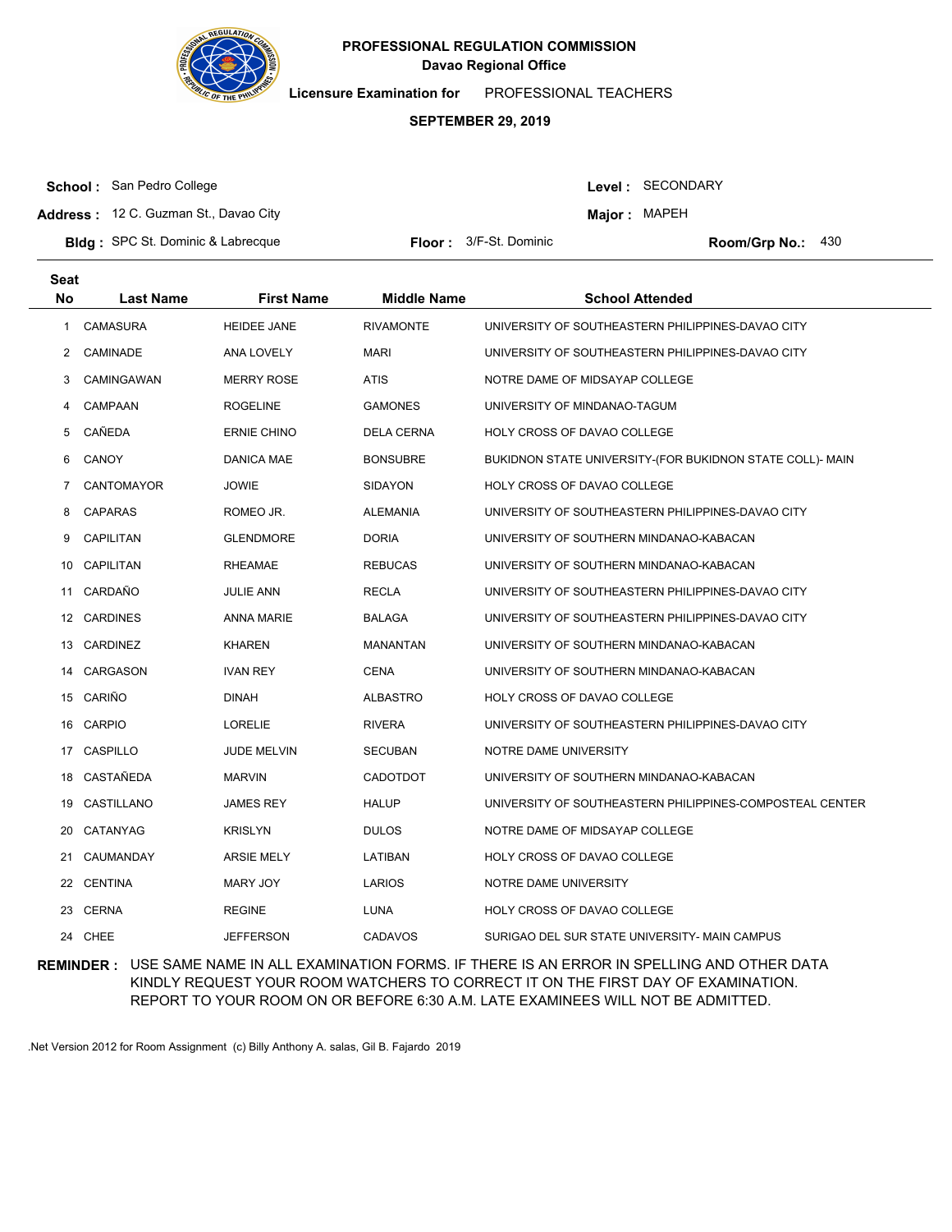**PROFESSIONAL REGULATION COMMISSION**
**Davao Regional Office**

**Licensure Examination for** PROFESSIONAL TEACHERS

**SEPTEMBER 29, 2019**

**School :** San Pedro College
**Address :** 12 C. Guzman St., Davao City
**Bldg :** SPC St. Dominic & Labrecque
**Floor :** 3/F-St. Dominic
**Level :** SECONDARY
**Major :** MAPEH
**Room/Grp No.:** 430

| Seat No | Last Name | First Name | Middle Name | School Attended |
|---|---|---|---|---|
| 1 | CAMASURA | HEIDEE JANE | RIVAMONTE | UNIVERSITY OF SOUTHEASTERN PHILIPPINES-DAVAO CITY |
| 2 | CAMINADE | ANA LOVELY | MARI | UNIVERSITY OF SOUTHEASTERN PHILIPPINES-DAVAO CITY |
| 3 | CAMINGAWAN | MERRY ROSE | ATIS | NOTRE DAME OF MIDSAYAP COLLEGE |
| 4 | CAMPAAN | ROGELINE | GAMONES | UNIVERSITY OF MINDANAO-TAGUM |
| 5 | CAÑEDA | ERNIE CHINO | DELA CERNA | HOLY CROSS OF DAVAO COLLEGE |
| 6 | CANOY | DANICA MAE | BONSUBRE | BUKIDNON STATE UNIVERSITY-(FOR BUKIDNON STATE COLL)- MAIN |
| 7 | CANTOMAYOR | JOWIE | SIDAYON | HOLY CROSS OF DAVAO COLLEGE |
| 8 | CAPARAS | ROMEO JR. | ALEMANIA | UNIVERSITY OF SOUTHEASTERN PHILIPPINES-DAVAO CITY |
| 9 | CAPILITAN | GLENDMORE | DORIA | UNIVERSITY OF SOUTHERN MINDANAO-KABACAN |
| 10 | CAPILITAN | RHEAMAE | REBUCAS | UNIVERSITY OF SOUTHERN MINDANAO-KABACAN |
| 11 | CARDAÑO | JULIE ANN | RECLA | UNIVERSITY OF SOUTHEASTERN PHILIPPINES-DAVAO CITY |
| 12 | CARDINES | ANNA MARIE | BALAGA | UNIVERSITY OF SOUTHEASTERN PHILIPPINES-DAVAO CITY |
| 13 | CARDINEZ | KHAREN | MANANTAN | UNIVERSITY OF SOUTHERN MINDANAO-KABACAN |
| 14 | CARGASON | IVAN REY | CENA | UNIVERSITY OF SOUTHERN MINDANAO-KABACAN |
| 15 | CARIÑO | DINAH | ALBASTRO | HOLY CROSS OF DAVAO COLLEGE |
| 16 | CARPIO | LORELIE | RIVERA | UNIVERSITY OF SOUTHEASTERN PHILIPPINES-DAVAO CITY |
| 17 | CASPILLO | JUDE MELVIN | SECUBAN | NOTRE DAME UNIVERSITY |
| 18 | CASTAÑEDA | MARVIN | CADOTDOT | UNIVERSITY OF SOUTHERN MINDANAO-KABACAN |
| 19 | CASTILLANO | JAMES REY | HALUP | UNIVERSITY OF SOUTHEASTERN PHILIPPINES-COMPOSTEAL CENTER |
| 20 | CATANYAG | KRISLYN | DULOS | NOTRE DAME OF MIDSAYAP COLLEGE |
| 21 | CAUMANDAY | ARSIE MELY | LATIBAN | HOLY CROSS OF DAVAO COLLEGE |
| 22 | CENTINA | MARY JOY | LARIOS | NOTRE DAME UNIVERSITY |
| 23 | CERNA | REGINE | LUNA | HOLY CROSS OF DAVAO COLLEGE |
| 24 | CHEE | JEFFERSON | CADAVOS | SURIGAO DEL SUR STATE UNIVERSITY- MAIN CAMPUS |

**REMINDER :** USE SAME NAME IN ALL EXAMINATION FORMS. IF THERE IS AN ERROR IN SPELLING AND OTHER DATA KINDLY REQUEST YOUR ROOM WATCHERS TO CORRECT IT ON THE FIRST DAY OF EXAMINATION. REPORT TO YOUR ROOM ON OR BEFORE 6:30 A.M. LATE EXAMINEES WILL NOT BE ADMITTED.

.Net Version 2012 for Room Assignment (c) Billy Anthony A. salas, Gil B. Fajardo 2019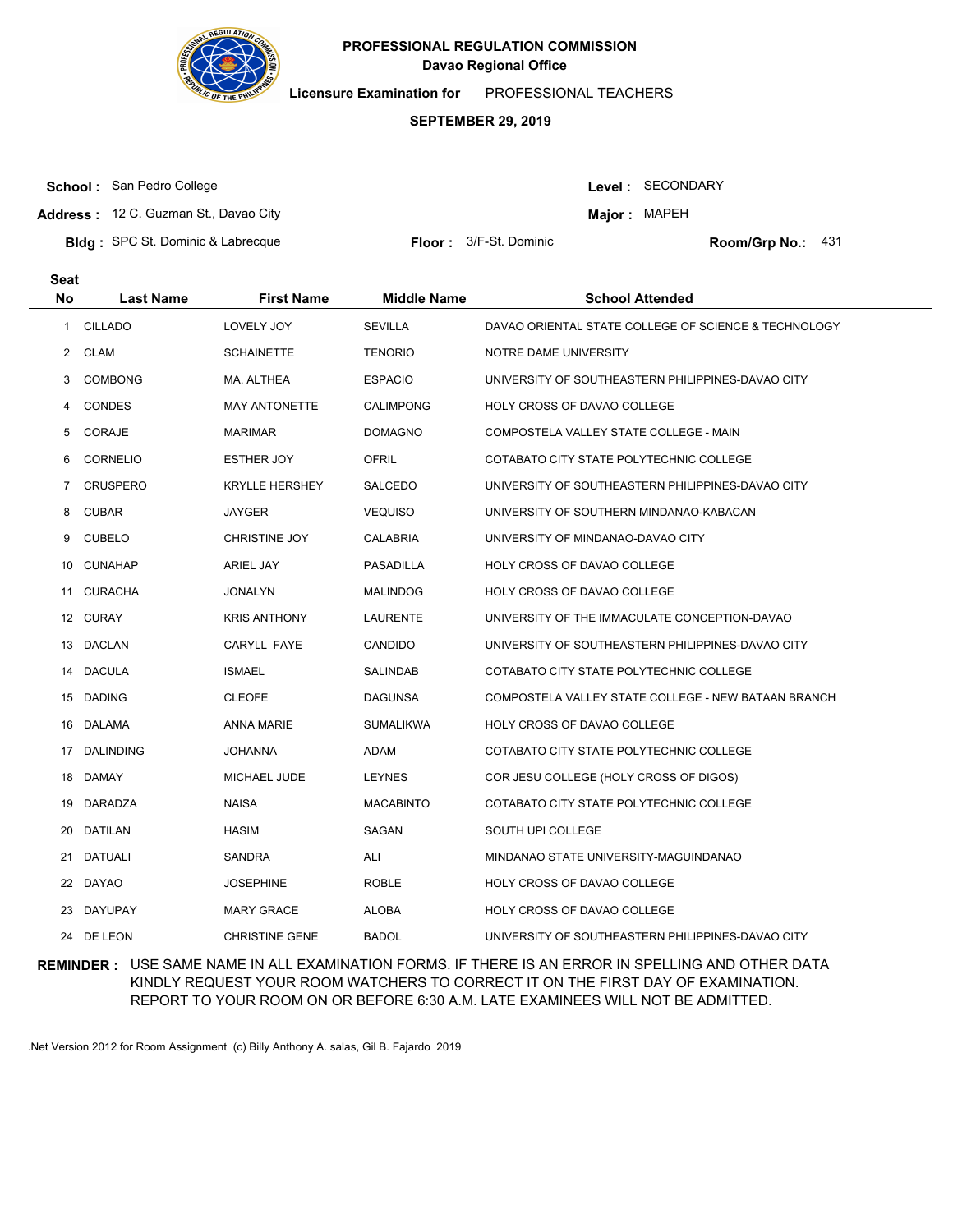**PROFESSIONAL REGULATION COMMISSION**
**Davao Regional Office**

**Licensure Examination for** PROFESSIONAL TEACHERS

**SEPTEMBER 29, 2019**

**School :** San Pedro College
**Address :** 12 C. Guzman St., Davao City
**Bldg :** SPC St. Dominic & Labrecque
**Floor :** 3/F-St. Dominic
**Level :** SECONDARY
**Major :** MAPEH
**Room/Grp No.:** 431

| Seat No | Last Name | First Name | Middle Name | School Attended |
|---|---|---|---|---|
| 1 | CILLADO | LOVELY JOY | SEVILLA | DAVAO ORIENTAL STATE COLLEGE OF SCIENCE & TECHNOLOGY |
| 2 | CLAM | SCHAINETTE | TENORIO | NOTRE DAME UNIVERSITY |
| 3 | COMBONG | MA. ALTHEA | ESPACIO | UNIVERSITY OF SOUTHEASTERN PHILIPPINES-DAVAO CITY |
| 4 | CONDES | MAY ANTONETTE | CALIMPONG | HOLY CROSS OF DAVAO COLLEGE |
| 5 | CORAJE | MARIMAR | DOMAGNO | COMPOSTELA VALLEY STATE COLLEGE - MAIN |
| 6 | CORNELIO | ESTHER JOY | OFRIL | COTABATO CITY STATE POLYTECHNIC COLLEGE |
| 7 | CRUSPERO | KRYLLE HERSHEY | SALCEDO | UNIVERSITY OF SOUTHEASTERN PHILIPPINES-DAVAO CITY |
| 8 | CUBAR | JAYGER | VEQUISO | UNIVERSITY OF SOUTHERN MINDANAO-KABACAN |
| 9 | CUBELO | CHRISTINE JOY | CALABRIA | UNIVERSITY OF MINDANAO-DAVAO CITY |
| 10 | CUNAHAP | ARIEL JAY | PASADILLA | HOLY CROSS OF DAVAO COLLEGE |
| 11 | CURACHA | JONALYN | MALINDOG | HOLY CROSS OF DAVAO COLLEGE |
| 12 | CURAY | KRIS ANTHONY | LAURENTE | UNIVERSITY OF THE IMMACULATE CONCEPTION-DAVAO |
| 13 | DACLAN | CARYLL FAYE | CANDIDO | UNIVERSITY OF SOUTHEASTERN PHILIPPINES-DAVAO CITY |
| 14 | DACULA | ISMAEL | SALINDAB | COTABATO CITY STATE POLYTECHNIC COLLEGE |
| 15 | DADING | CLEOFE | DAGUNSA | COMPOSTELA VALLEY STATE COLLEGE - NEW BATAAN BRANCH |
| 16 | DALAMA | ANNA MARIE | SUMALIKWA | HOLY CROSS OF DAVAO COLLEGE |
| 17 | DALINDING | JOHANNA | ADAM | COTABATO CITY STATE POLYTECHNIC COLLEGE |
| 18 | DAMAY | MICHAEL JUDE | LEYNES | COR JESU COLLEGE (HOLY CROSS OF DIGOS) |
| 19 | DARADZA | NAISA | MACABINTO | COTABATO CITY STATE POLYTECHNIC COLLEGE |
| 20 | DATILAN | HASIM | SAGAN | SOUTH UPI COLLEGE |
| 21 | DATUALI | SANDRA | ALI | MINDANAO STATE UNIVERSITY-MAGUINDANAO |
| 22 | DAYAO | JOSEPHINE | ROBLE | HOLY CROSS OF DAVAO COLLEGE |
| 23 | DAYUPAY | MARY GRACE | ALOBA | HOLY CROSS OF DAVAO COLLEGE |
| 24 | DE LEON | CHRISTINE GENE | BADOL | UNIVERSITY OF SOUTHEASTERN PHILIPPINES-DAVAO CITY |

**REMINDER :** USE SAME NAME IN ALL EXAMINATION FORMS. IF THERE IS AN ERROR IN SPELLING AND OTHER DATA KINDLY REQUEST YOUR ROOM WATCHERS TO CORRECT IT ON THE FIRST DAY OF EXAMINATION. REPORT TO YOUR ROOM ON OR BEFORE 6:30 A.M. LATE EXAMINEES WILL NOT BE ADMITTED.

.Net Version 2012 for Room Assignment (c) Billy Anthony A. salas, Gil B. Fajardo 2019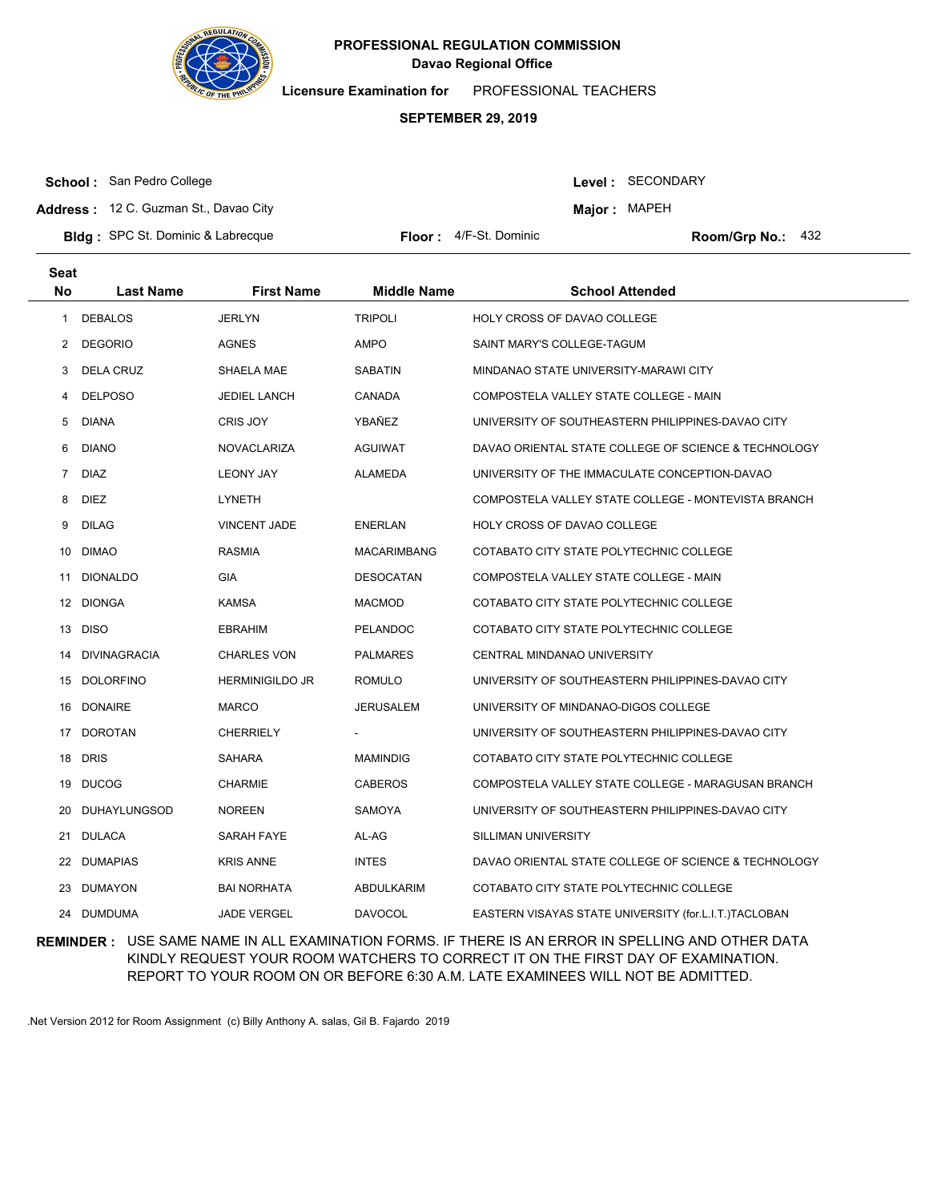**PROFESSIONAL REGULATION COMMISSION**
**Davao Regional Office**

**Licensure Examination for** PROFESSIONAL TEACHERS

**SEPTEMBER 29, 2019**

**School :** San Pedro College
**Address :** 12 C. Guzman St., Davao City
**Bldg :** SPC St. Dominic & Labrecque
**Floor :** 4/F-St. Dominic
**Level :** SECONDARY
**Major :** MAPEH
**Room/Grp No.:** 432

| Seat No | Last Name | First Name | Middle Name | School Attended |
|---|---|---|---|---|
| 1 | DEBALOS | JERLYN | TRIPOLI | HOLY CROSS OF DAVAO COLLEGE |
| 2 | DEGORIO | AGNES | AMPO | SAINT MARY'S COLLEGE-TAGUM |
| 3 | DELA CRUZ | SHAELA MAE | SABATIN | MINDANAO STATE UNIVERSITY-MARAWI CITY |
| 4 | DELPOSO | JEDIEL LANCH | CANADA | COMPOSTELA VALLEY STATE COLLEGE - MAIN |
| 5 | DIANA | CRIS JOY | YBAÑEZ | UNIVERSITY OF SOUTHEASTERN PHILIPPINES-DAVAO CITY |
| 6 | DIANO | NOVACLARIZA | AGUIWAT | DAVAO ORIENTAL STATE COLLEGE OF SCIENCE & TECHNOLOGY |
| 7 | DIAZ | LEONY JAY | ALAMEDA | UNIVERSITY OF THE IMMACULATE CONCEPTION-DAVAO |
| 8 | DIEZ | LYNETH | | COMPOSTELA VALLEY STATE COLLEGE - MONTEVISTA BRANCH |
| 9 | DILAG | VINCENT JADE | ENERLAN | HOLY CROSS OF DAVAO COLLEGE |
| 10 | DIMAO | RASMIA | MACARIMBANG | COTABATO CITY STATE POLYTECHNIC COLLEGE |
| 11 | DIONALDO | GIA | DESOCATAN | COMPOSTELA VALLEY STATE COLLEGE - MAIN |
| 12 | DIONGA | KAMSA | MACMOD | COTABATO CITY STATE POLYTECHNIC COLLEGE |
| 13 | DISO | EBRAHIM | PELANDOC | COTABATO CITY STATE POLYTECHNIC COLLEGE |
| 14 | DIVINAGRACIA | CHARLES VON | PALMARES | CENTRAL MINDANAO UNIVERSITY |
| 15 | DOLORFINO | HERMINIGILDO JR | ROMULO | UNIVERSITY OF SOUTHEASTERN PHILIPPINES-DAVAO CITY |
| 16 | DONAIRE | MARCO | JERUSALEM | UNIVERSITY OF MINDANAO-DIGOS COLLEGE |
| 17 | DOROTAN | CHERRIELY | - | UNIVERSITY OF SOUTHEASTERN PHILIPPINES-DAVAO CITY |
| 18 | DRIS | SAHARA | MAMINDIG | COTABATO CITY STATE POLYTECHNIC COLLEGE |
| 19 | DUCOG | CHARMIE | CABEROS | COMPOSTELA VALLEY STATE COLLEGE - MARAGUSAN BRANCH |
| 20 | DUHAYLUNGSOD | NOREEN | SAMOYA | UNIVERSITY OF SOUTHEASTERN PHILIPPINES-DAVAO CITY |
| 21 | DULACA | SARAH FAYE | AL-AG | SILLIMAN UNIVERSITY |
| 22 | DUMAPIAS | KRIS ANNE | INTES | DAVAO ORIENTAL STATE COLLEGE OF SCIENCE & TECHNOLOGY |
| 23 | DUMAYON | BAI NORHATA | ABDULKARIM | COTABATO CITY STATE POLYTECHNIC COLLEGE |
| 24 | DUMDUMA | JADE VERGEL | DAVOCOL | EASTERN VISAYAS STATE UNIVERSITY (for.L.I.T.)TACLOBAN |

**REMINDER :** USE SAME NAME IN ALL EXAMINATION FORMS. IF THERE IS AN ERROR IN SPELLING AND OTHER DATA KINDLY REQUEST YOUR ROOM WATCHERS TO CORRECT IT ON THE FIRST DAY OF EXAMINATION. REPORT TO YOUR ROOM ON OR BEFORE 6:30 A.M. LATE EXAMINEES WILL NOT BE ADMITTED.

.Net Version 2012 for Room Assignment (c) Billy Anthony A. salas, Gil B. Fajardo 2019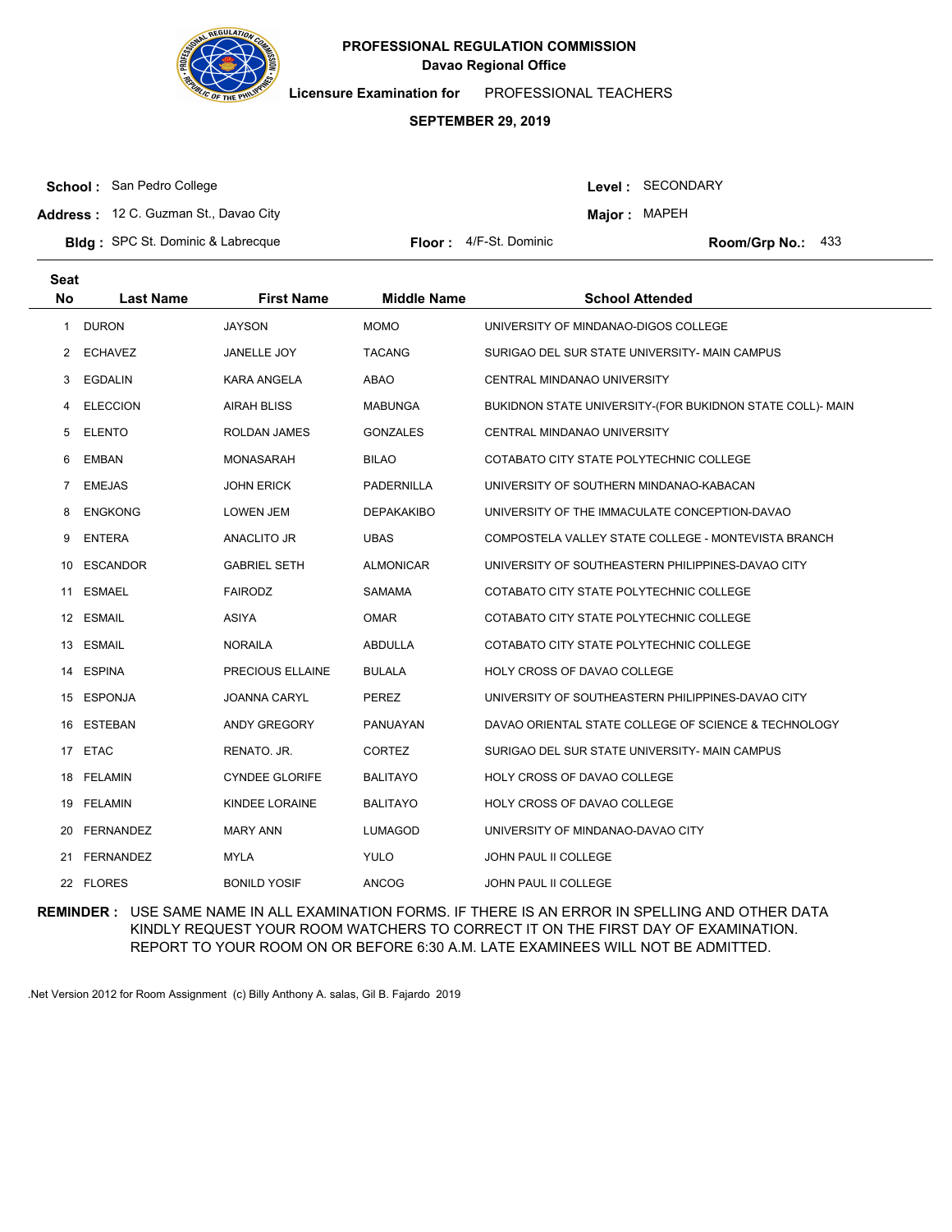**PROFESSIONAL REGULATION COMMISSION**
**Davao Regional Office**

**Licensure Examination for** PROFESSIONAL TEACHERS

**SEPTEMBER 29, 2019**

**School :** San Pedro College
**Address :** 12 C. Guzman St., Davao City
**Bldg :** SPC St. Dominic & Labrecque
**Floor :** 4/F-St. Dominic
**Level :** SECONDARY
**Major :** MAPEH
**Room/Grp No.:** 433

| Seat No | Last Name | First Name | Middle Name | School Attended |
|---|---|---|---|---|
| 1 | DURON | JAYSON | MOMO | UNIVERSITY OF MINDANAO-DIGOS COLLEGE |
| 2 | ECHAVEZ | JANELLE JOY | TACANG | SURIGAO DEL SUR STATE UNIVERSITY- MAIN CAMPUS |
| 3 | EGDALIN | KARA ANGELA | ABAO | CENTRAL MINDANAO UNIVERSITY |
| 4 | ELECCION | AIRAH BLISS | MABUNGA | BUKIDNON STATE UNIVERSITY-(FOR BUKIDNON STATE COLL)- MAIN |
| 5 | ELENTO | ROLDAN JAMES | GONZALES | CENTRAL MINDANAO UNIVERSITY |
| 6 | EMBAN | MONASARAH | BILAO | COTABATO CITY STATE POLYTECHNIC COLLEGE |
| 7 | EMEJAS | JOHN ERICK | PADERNILLA | UNIVERSITY OF SOUTHERN MINDANAO-KABACAN |
| 8 | ENGKONG | LOWEN JEM | DEPAKAKIBO | UNIVERSITY OF THE IMMACULATE CONCEPTION-DAVAO |
| 9 | ENTERA | ANACLITO JR | UBAS | COMPOSTELA VALLEY STATE COLLEGE - MONTEVISTA BRANCH |
| 10 | ESCANDOR | GABRIEL SETH | ALMONICAR | UNIVERSITY OF SOUTHEASTERN PHILIPPINES-DAVAO CITY |
| 11 | ESMAEL | FAIRODZ | SAMAMA | COTABATO CITY STATE POLYTECHNIC COLLEGE |
| 12 | ESMAIL | ASIYA | OMAR | COTABATO CITY STATE POLYTECHNIC COLLEGE |
| 13 | ESMAIL | NORAILA | ABDULLA | COTABATO CITY STATE POLYTECHNIC COLLEGE |
| 14 | ESPINA | PRECIOUS ELLAINE | BULALA | HOLY CROSS OF DAVAO COLLEGE |
| 15 | ESPONJA | JOANNA CARYL | PEREZ | UNIVERSITY OF SOUTHEASTERN PHILIPPINES-DAVAO CITY |
| 16 | ESTEBAN | ANDY GREGORY | PANUAYAN | DAVAO ORIENTAL STATE COLLEGE OF SCIENCE & TECHNOLOGY |
| 17 | ETAC | RENATO. JR. | CORTEZ | SURIGAO DEL SUR STATE UNIVERSITY- MAIN CAMPUS |
| 18 | FELAMIN | CYNDEE GLORIFE | BALITAYO | HOLY CROSS OF DAVAO COLLEGE |
| 19 | FELAMIN | KINDEE LORAINE | BALITAYO | HOLY CROSS OF DAVAO COLLEGE |
| 20 | FERNANDEZ | MARY ANN | LUMAGOD | UNIVERSITY OF MINDANAO-DAVAO CITY |
| 21 | FERNANDEZ | MYLA | YULO | JOHN PAUL II COLLEGE |
| 22 | FLORES | BONILD YOSIF | ANCOG | JOHN PAUL II COLLEGE |

**REMINDER :** USE SAME NAME IN ALL EXAMINATION FORMS. IF THERE IS AN ERROR IN SPELLING AND OTHER DATA KINDLY REQUEST YOUR ROOM WATCHERS TO CORRECT IT ON THE FIRST DAY OF EXAMINATION. REPORT TO YOUR ROOM ON OR BEFORE 6:30 A.M. LATE EXAMINEES WILL NOT BE ADMITTED.

.Net Version 2012 for Room Assignment (c) Billy Anthony A. salas, Gil B. Fajardo 2019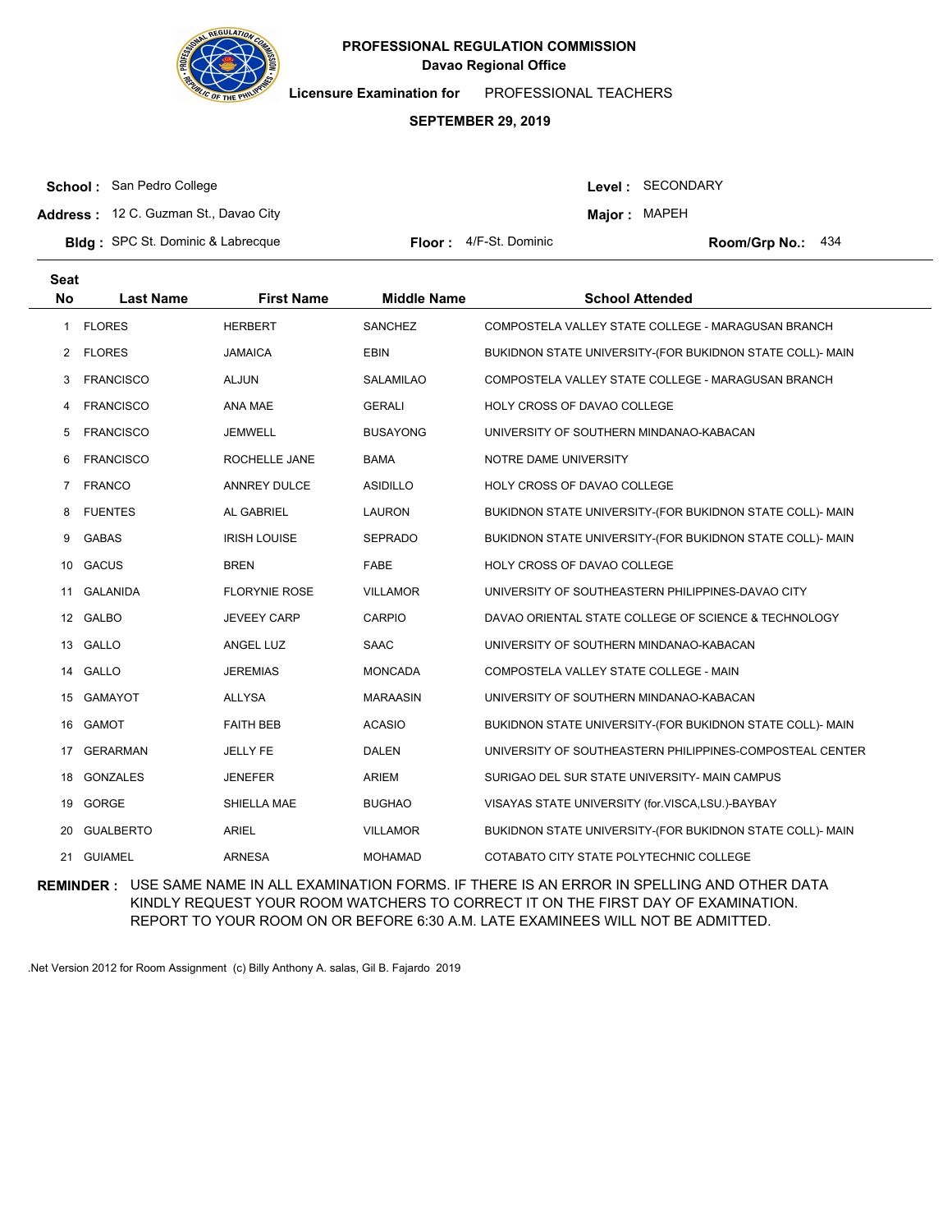**PROFESSIONAL REGULATION COMMISSION**
**Davao Regional Office**

**Licensure Examination for** PROFESSIONAL TEACHERS

**SEPTEMBER 29, 2019**

**School :** San Pedro College
**Address :** 12 C. Guzman St., Davao City
**Bldg :** SPC St. Dominic & Labrecque
**Floor :** 4/F-St. Dominic

**Level :** SECONDARY
**Major :** MAPEH
**Room/Grp No.:** 434

| Seat No | Last Name | First Name | Middle Name | School Attended |
|---|---|---|---|---|
| 1 | FLORES | HERBERT | SANCHEZ | COMPOSTELA VALLEY STATE COLLEGE - MARAGUSAN BRANCH |
| 2 | FLORES | JAMAICA | EBIN | BUKIDNON STATE UNIVERSITY-(FOR BUKIDNON STATE COLL)- MAIN |
| 3 | FRANCISCO | ALJUN | SALAMILAO | COMPOSTELA VALLEY STATE COLLEGE - MARAGUSAN BRANCH |
| 4 | FRANCISCO | ANA MAE | GERALI | HOLY CROSS OF DAVAO COLLEGE |
| 5 | FRANCISCO | JEMWELL | BUSAYONG | UNIVERSITY OF SOUTHERN MINDANAO-KABACAN |
| 6 | FRANCISCO | ROCHELLE JANE | BAMA | NOTRE DAME UNIVERSITY |
| 7 | FRANCO | ANNREY DULCE | ASIDILLO | HOLY CROSS OF DAVAO COLLEGE |
| 8 | FUENTES | AL GABRIEL | LAURON | BUKIDNON STATE UNIVERSITY-(FOR BUKIDNON STATE COLL)- MAIN |
| 9 | GABAS | IRISH LOUISE | SEPRADO | BUKIDNON STATE UNIVERSITY-(FOR BUKIDNON STATE COLL)- MAIN |
| 10 | GACUS | BREN | FABE | HOLY CROSS OF DAVAO COLLEGE |
| 11 | GALANIDA | FLORYNIE ROSE | VILLAMOR | UNIVERSITY OF SOUTHEASTERN PHILIPPINES-DAVAO CITY |
| 12 | GALBO | JEVEEY CARP | CARPIO | DAVAO ORIENTAL STATE COLLEGE OF SCIENCE & TECHNOLOGY |
| 13 | GALLO | ANGEL LUZ | SAAC | UNIVERSITY OF SOUTHERN MINDANAO-KABACAN |
| 14 | GALLO | JEREMIAS | MONCADA | COMPOSTELA VALLEY STATE COLLEGE - MAIN |
| 15 | GAMAYOT | ALLYSA | MARAASIN | UNIVERSITY OF SOUTHERN MINDANAO-KABACAN |
| 16 | GAMOT | FAITH BEB | ACASIO | BUKIDNON STATE UNIVERSITY-(FOR BUKIDNON STATE COLL)- MAIN |
| 17 | GERARMAN | JELLY FE | DALEN | UNIVERSITY OF SOUTHEASTERN PHILIPPINES-COMPOSTEAL CENTER |
| 18 | GONZALES | JENEFER | ARIEM | SURIGAO DEL SUR STATE UNIVERSITY- MAIN CAMPUS |
| 19 | GORGE | SHIELLA MAE | BUGHAO | VISAYAS STATE UNIVERSITY (for.VISCA,LSU.)-BAYBAY |
| 20 | GUALBERTO | ARIEL | VILLAMOR | BUKIDNON STATE UNIVERSITY-(FOR BUKIDNON STATE COLL)- MAIN |
| 21 | GUIAMEL | ARNESA | MOHAMAD | COTABATO CITY STATE POLYTECHNIC COLLEGE |

**REMINDER :** USE SAME NAME IN ALL EXAMINATION FORMS. IF THERE IS AN ERROR IN SPELLING AND OTHER DATA KINDLY REQUEST YOUR ROOM WATCHERS TO CORRECT IT ON THE FIRST DAY OF EXAMINATION. REPORT TO YOUR ROOM ON OR BEFORE 6:30 A.M. LATE EXAMINEES WILL NOT BE ADMITTED.

.Net Version 2012 for Room Assignment (c) Billy Anthony A. salas, Gil B. Fajardo 2019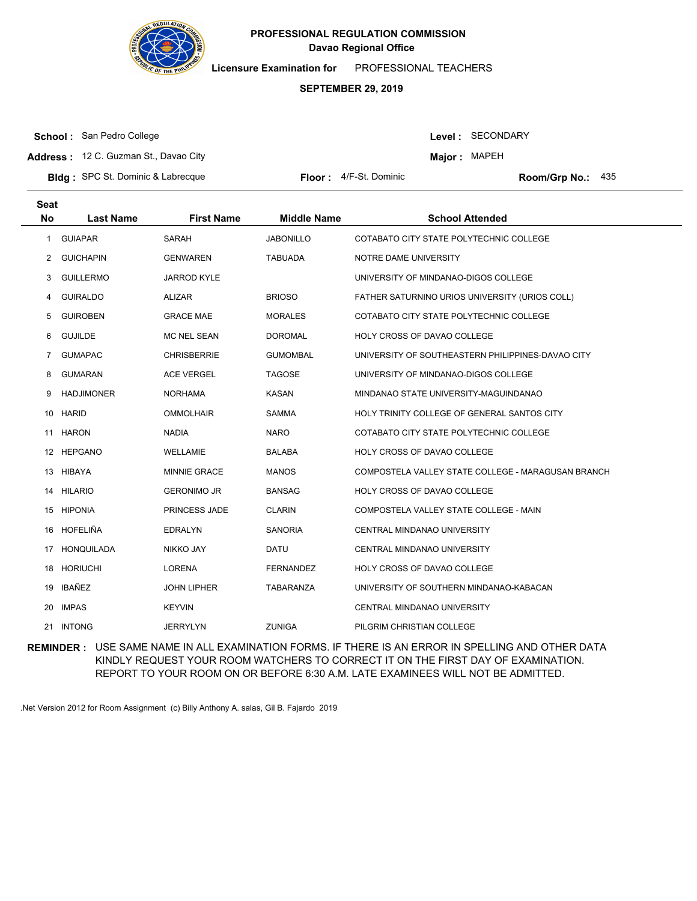**PROFESSIONAL REGULATION COMMISSION**
**Davao Regional Office**

**Licensure Examination for** PROFESSIONAL TEACHERS

**SEPTEMBER 29, 2019**

**School :** San Pedro College
**Address :** 12 C. Guzman St., Davao City
**Bldg :** SPC St. Dominic & Labrecque
**Floor :** 4/F-St. Dominic
**Level :** SECONDARY
**Major :** MAPEH
**Room/Grp No.:** 435

| Seat No | Last Name | First Name | Middle Name | School Attended |
|---|---|---|---|---|
| 1 | GUIAPAR | SARAH | JABONILLO | COTABATO CITY STATE POLYTECHNIC COLLEGE |
| 2 | GUICHAPIN | GENWAREN | TABUADA | NOTRE DAME UNIVERSITY |
| 3 | GUILLERMO | JARROD KYLE | | UNIVERSITY OF MINDANAO-DIGOS COLLEGE |
| 4 | GUIRALDO | ALIZAR | BRIOSO | FATHER SATURNINO URIOS UNIVERSITY (URIOS COLL) |
| 5 | GUIROBEN | GRACE MAE | MORALES | COTABATO CITY STATE POLYTECHNIC COLLEGE |
| 6 | GUJILDE | MC NEL SEAN | DOROMAL | HOLY CROSS OF DAVAO COLLEGE |
| 7 | GUMAPAC | CHRISBERRIE | GUMOMBAL | UNIVERSITY OF SOUTHEASTERN PHILIPPINES-DAVAO CITY |
| 8 | GUMARAN | ACE VERGEL | TAGOSE | UNIVERSITY OF MINDANAO-DIGOS COLLEGE |
| 9 | HADJIMONER | NORHAMA | KASAN | MINDANAO STATE UNIVERSITY-MAGUINDANAO |
| 10 | HARID | OMMOLHAIR | SAMMA | HOLY TRINITY COLLEGE OF GENERAL SANTOS CITY |
| 11 | HARON | NADIA | NARO | COTABATO CITY STATE POLYTECHNIC COLLEGE |
| 12 | HEPGANO | WELLAMIE | BALABA | HOLY CROSS OF DAVAO COLLEGE |
| 13 | HIBAYA | MINNIE GRACE | MANOS | COMPOSTELA VALLEY STATE COLLEGE - MARAGUSAN BRANCH |
| 14 | HILARIO | GERONIMO JR | BANSAG | HOLY CROSS OF DAVAO COLLEGE |
| 15 | HIPONIA | PRINCESS JADE | CLARIN | COMPOSTELA VALLEY STATE COLLEGE - MAIN |
| 16 | HOFELIÑA | EDRALYN | SANORIA | CENTRAL MINDANAO UNIVERSITY |
| 17 | HONQUILADA | NIKKO JAY | DATU | CENTRAL MINDANAO UNIVERSITY |
| 18 | HORIUCHI | LORENA | FERNANDEZ | HOLY CROSS OF DAVAO COLLEGE |
| 19 | IBAÑEZ | JOHN LIPHER | TABARANZA | UNIVERSITY OF SOUTHERN MINDANAO-KABACAN |
| 20 | IMPAS | KEYVIN | | CENTRAL MINDANAO UNIVERSITY |
| 21 | INTONG | JERRYLYN | ZUNIGA | PILGRIM CHRISTIAN COLLEGE |

**REMINDER :** USE SAME NAME IN ALL EXAMINATION FORMS. IF THERE IS AN ERROR IN SPELLING AND OTHER DATA KINDLY REQUEST YOUR ROOM WATCHERS TO CORRECT IT ON THE FIRST DAY OF EXAMINATION. REPORT TO YOUR ROOM ON OR BEFORE 6:30 A.M. LATE EXAMINEES WILL NOT BE ADMITTED.

.Net Version 2012 for Room Assignment (c) Billy Anthony A. salas, Gil B. Fajardo 2019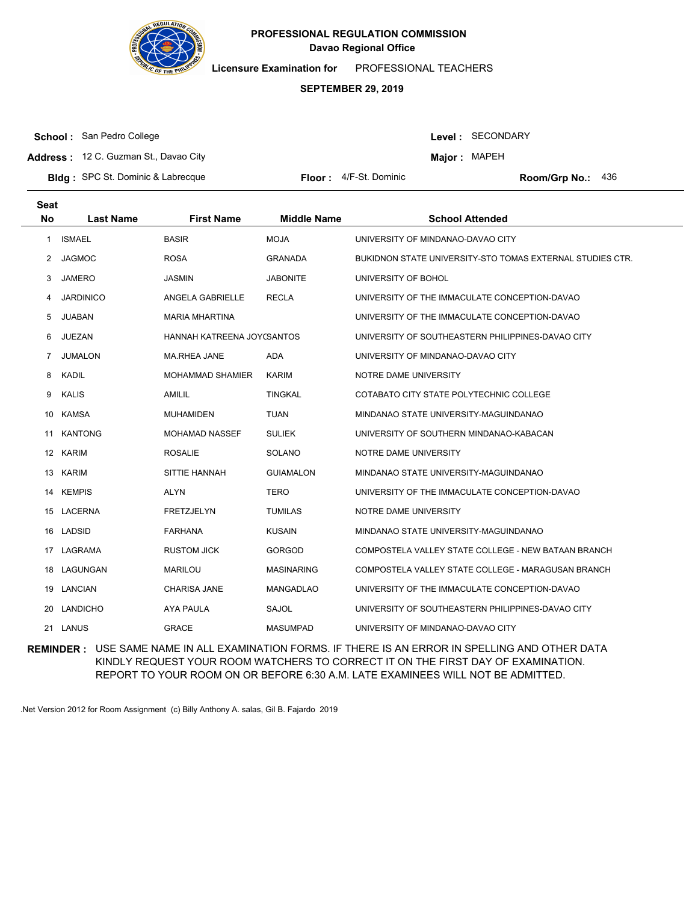**PROFESSIONAL REGULATION COMMISSION**
**Davao Regional Office**

**Licensure Examination for** PROFESSIONAL TEACHERS

**SEPTEMBER 29, 2019**

**School :** San Pedro College
**Address :** 12 C. Guzman St., Davao City
**Bldg :** SPC St. Dominic & Labrecque
**Floor :** 4/F-St. Dominic
**Level :** SECONDARY
**Major :** MAPEH
**Room/Grp No.:** 436

| Seat No | Last Name | First Name | Middle Name | School Attended |
|---|---|---|---|---|
| 1 | ISMAEL | BASIR | MOJA | UNIVERSITY OF MINDANAO-DAVAO CITY |
| 2 | JAGMOC | ROSA | GRANADA | BUKIDNON STATE UNIVERSITY-STO TOMAS EXTERNAL STUDIES CTR. |
| 3 | JAMERO | JASMIN | JABONITE | UNIVERSITY OF BOHOL |
| 4 | JARDINICO | ANGELA GABRIELLE | RECLA | UNIVERSITY OF THE IMMACULATE CONCEPTION-DAVAO |
| 5 | JUABAN | MARIA MHARTINA | | UNIVERSITY OF THE IMMACULATE CONCEPTION-DAVAO |
| 6 | JUEZAN | HANNAH KATREENA JOYC | SANTOS | UNIVERSITY OF SOUTHEASTERN PHILIPPINES-DAVAO CITY |
| 7 | JUMALON | MA.RHEA JANE | ADA | UNIVERSITY OF MINDANAO-DAVAO CITY |
| 8 | KADIL | MOHAMMAD SHAMIER | KARIM | NOTRE DAME UNIVERSITY |
| 9 | KALIS | AMILIL | TINGKAL | COTABATO CITY STATE POLYTECHNIC COLLEGE |
| 10 | KAMSA | MUHAMIDEN | TUAN | MINDANAO STATE UNIVERSITY-MAGUINDANAO |
| 11 | KANTONG | MOHAMAD NASSEF | SULIEK | UNIVERSITY OF SOUTHERN MINDANAO-KABACAN |
| 12 | KARIM | ROSALIE | SOLANO | NOTRE DAME UNIVERSITY |
| 13 | KARIM | SITTIE HANNAH | GUIAMALON | MINDANAO STATE UNIVERSITY-MAGUINDANAO |
| 14 | KEMPIS | ALYN | TERO | UNIVERSITY OF THE IMMACULATE CONCEPTION-DAVAO |
| 15 | LACERNA | FRETZJELYN | TUMILAS | NOTRE DAME UNIVERSITY |
| 16 | LADSID | FARHANA | KUSAIN | MINDANAO STATE UNIVERSITY-MAGUINDANAO |
| 17 | LAGRAMA | RUSTOM JICK | GORGOD | COMPOSTELA VALLEY STATE COLLEGE - NEW BATAAN BRANCH |
| 18 | LAGUNGAN | MARILOU | MASINARING | COMPOSTELA VALLEY STATE COLLEGE - MARAGUSAN BRANCH |
| 19 | LANCIAN | CHARISA JANE | MANGADLAO | UNIVERSITY OF THE IMMACULATE CONCEPTION-DAVAO |
| 20 | LANDICHO | AYA PAULA | SAJOL | UNIVERSITY OF SOUTHEASTERN PHILIPPINES-DAVAO CITY |
| 21 | LANUS | GRACE | MASUMPAD | UNIVERSITY OF MINDANAO-DAVAO CITY |

**REMINDER :** USE SAME NAME IN ALL EXAMINATION FORMS. IF THERE IS AN ERROR IN SPELLING AND OTHER DATA KINDLY REQUEST YOUR ROOM WATCHERS TO CORRECT IT ON THE FIRST DAY OF EXAMINATION. REPORT TO YOUR ROOM ON OR BEFORE 6:30 A.M. LATE EXAMINEES WILL NOT BE ADMITTED.

.Net Version 2012 for Room Assignment (c) Billy Anthony A. salas, Gil B. Fajardo 2019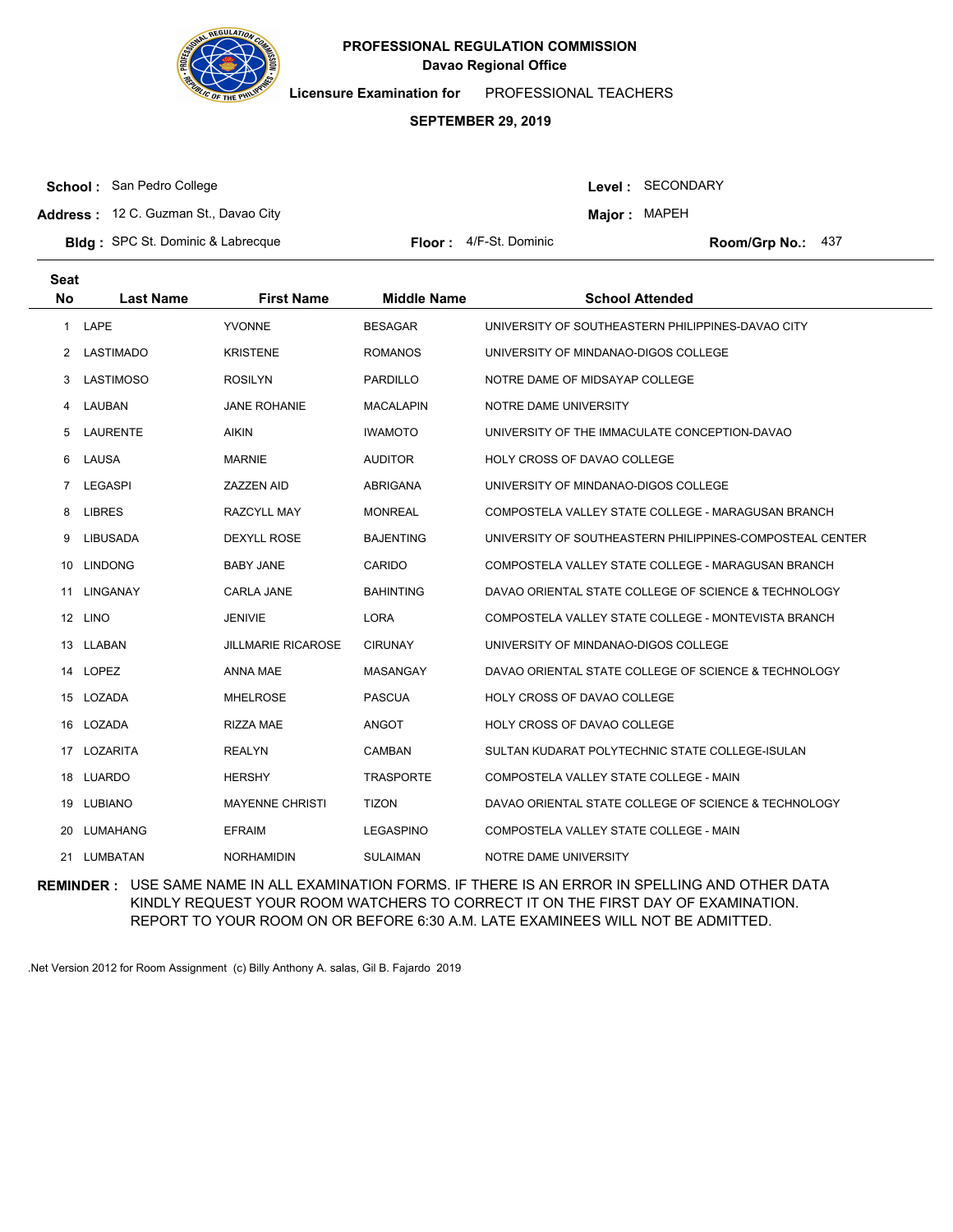**PROFESSIONAL REGULATION COMMISSION**
**Davao Regional Office**

**Licensure Examination for** PROFESSIONAL TEACHERS

**SEPTEMBER 29, 2019**

**School :** San Pedro College
**Address :** 12 C. Guzman St., Davao City
**Bldg :** SPC St. Dominic & Labrecque
**Floor :** 4/F-St. Dominic
**Level :** SECONDARY
**Major :** MAPEH
**Room/Grp No.:** 437

| Seat No | Last Name | First Name | Middle Name | School Attended |
|---|---|---|---|---|
| 1 | LAPE | YVONNE | BESAGAR | UNIVERSITY OF SOUTHEASTERN PHILIPPINES-DAVAO CITY |
| 2 | LASTIMADO | KRISTENE | ROMANOS | UNIVERSITY OF MINDANAO-DIGOS COLLEGE |
| 3 | LASTIMOSO | ROSILYN | PARDILLO | NOTRE DAME OF MIDSAYAP COLLEGE |
| 4 | LAUBAN | JANE ROHANIE | MACALAPIN | NOTRE DAME UNIVERSITY |
| 5 | LAURENTE | AIKIN | IWAMOTO | UNIVERSITY OF THE IMMACULATE CONCEPTION-DAVAO |
| 6 | LAUSA | MARNIE | AUDITOR | HOLY CROSS OF DAVAO COLLEGE |
| 7 | LEGASPI | ZAZZEN AID | ABRIGANA | UNIVERSITY OF MINDANAO-DIGOS COLLEGE |
| 8 | LIBRES | RAZCYLL MAY | MONREAL | COMPOSTELA VALLEY STATE COLLEGE - MARAGUSAN BRANCH |
| 9 | LIBUSADA | DEXYLL ROSE | BAJENTING | UNIVERSITY OF SOUTHEASTERN PHILIPPINES-COMPOSTEAL CENTER |
| 10 | LINDONG | BABY JANE | CARIDO | COMPOSTELA VALLEY STATE COLLEGE - MARAGUSAN BRANCH |
| 11 | LINGANAY | CARLA JANE | BAHINTING | DAVAO ORIENTAL STATE COLLEGE OF SCIENCE & TECHNOLOGY |
| 12 | LINO | JENIVIE | LORA | COMPOSTELA VALLEY STATE COLLEGE - MONTEVISTA BRANCH |
| 13 | LLABAN | JILLMARIE RICAROSE | CIRUNAY | UNIVERSITY OF MINDANAO-DIGOS COLLEGE |
| 14 | LOPEZ | ANNA MAE | MASANGAY | DAVAO ORIENTAL STATE COLLEGE OF SCIENCE & TECHNOLOGY |
| 15 | LOZADA | MHELROSE | PASCUA | HOLY CROSS OF DAVAO COLLEGE |
| 16 | LOZADA | RIZZA MAE | ANGOT | HOLY CROSS OF DAVAO COLLEGE |
| 17 | LOZARITA | REALYN | CAMBAN | SULTAN KUDARAT POLYTECHNIC STATE COLLEGE-ISULAN |
| 18 | LUARDO | HERSHY | TRASPORTE | COMPOSTELA VALLEY STATE COLLEGE - MAIN |
| 19 | LUBIANO | MAYENNE CHRISTI | TIZON | DAVAO ORIENTAL STATE COLLEGE OF SCIENCE & TECHNOLOGY |
| 20 | LUMAHANG | EFRAIM | LEGASPINO | COMPOSTELA VALLEY STATE COLLEGE - MAIN |
| 21 | LUMBATAN | NORHAMIDIN | SULAIMAN | NOTRE DAME UNIVERSITY |

**REMINDER :** USE SAME NAME IN ALL EXAMINATION FORMS. IF THERE IS AN ERROR IN SPELLING AND OTHER DATA KINDLY REQUEST YOUR ROOM WATCHERS TO CORRECT IT ON THE FIRST DAY OF EXAMINATION. REPORT TO YOUR ROOM ON OR BEFORE 6:30 A.M. LATE EXAMINEES WILL NOT BE ADMITTED.

.Net Version 2012 for Room Assignment (c) Billy Anthony A. salas, Gil B. Fajardo 2019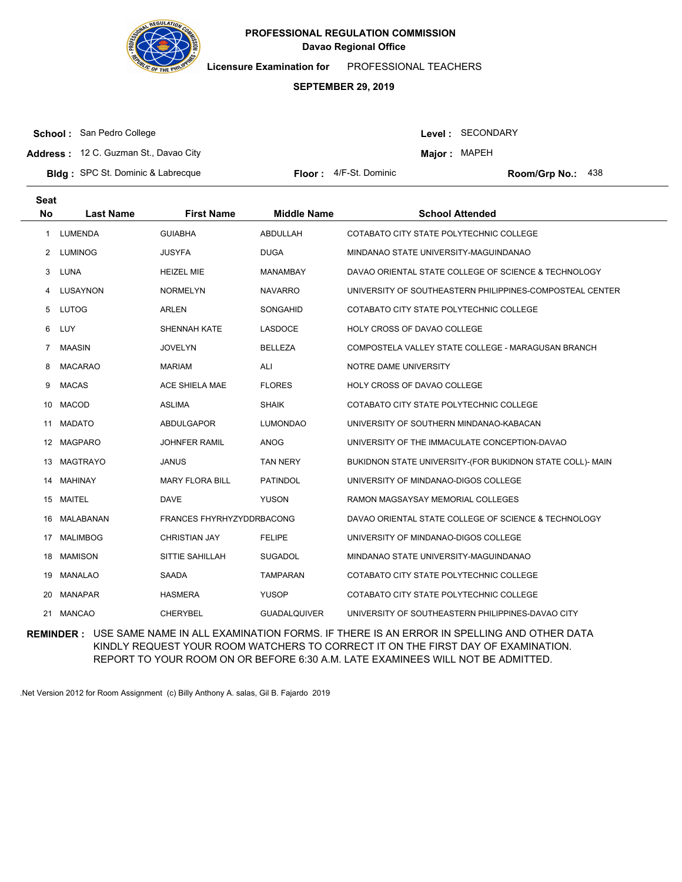# PROFESSIONAL REGULATION COMMISSION
## Davao Regional Office

**Licensure Examination for** PROFESSIONAL TEACHERS

**SEPTEMBER 29, 2019**

**School :** San Pedro College
**Address :** 12 C. Guzman St., Davao City
**Bldg :** SPC St. Dominic & Labrecque
**Floor :** 4/F-St. Dominic
**Level :** SECONDARY
**Major :** MAPEH
**Room/Grp No.:** 438

| Seat No | Last Name | First Name | Middle Name | School Attended |
|---|---|---|---|---|
| 1 | LUMENDA | GUIABHA | ABDULLAH | COTABATO CITY STATE POLYTECHNIC COLLEGE |
| 2 | LUMINOG | JUSYFA | DUGA | MINDANAO STATE UNIVERSITY-MAGUINDANAO |
| 3 | LUNA | HEIZEL MIE | MANAMBAY | DAVAO ORIENTAL STATE COLLEGE OF SCIENCE & TECHNOLOGY |
| 4 | LUSAYNON | NORMELYN | NAVARRO | UNIVERSITY OF SOUTHEASTERN PHILIPPINES-COMPOSTEAL CENTER |
| 5 | LUTOG | ARLEN | SONGAHID | COTABATO CITY STATE POLYTECHNIC COLLEGE |
| 6 | LUY | SHENNAH KATE | LASDOCE | HOLY CROSS OF DAVAO COLLEGE |
| 7 | MAASIN | JOVELYN | BELLEZA | COMPOSTELA VALLEY STATE COLLEGE - MARAGUSAN BRANCH |
| 8 | MACARAO | MARIAM | ALI | NOTRE DAME UNIVERSITY |
| 9 | MACAS | ACE SHIELA MAE | FLORES | HOLY CROSS OF DAVAO COLLEGE |
| 10 | MACOD | ASLIMA | SHAIK | COTABATO CITY STATE POLYTECHNIC COLLEGE |
| 11 | MADATO | ABDULGAPOR | LUMONDAO | UNIVERSITY OF SOUTHERN MINDANAO-KABACAN |
| 12 | MAGPARO | JOHNFER RAMIL | ANOG | UNIVERSITY OF THE IMMACULATE CONCEPTION-DAVAO |
| 13 | MAGTRAYO | JANUS | TAN NERY | BUKIDNON STATE UNIVERSITY-(FOR BUKIDNON STATE COLL)- MAIN |
| 14 | MAHINAY | MARY FLORA BILL | PATINDOL | UNIVERSITY OF MINDANAO-DIGOS COLLEGE |
| 15 | MAITEL | DAVE | YUSON | RAMON MAGSAYSAY MEMORIAL COLLEGES |
| 16 | MALABANAN | FRANCES FHYRHYZYDDR | BACONG | DAVAO ORIENTAL STATE COLLEGE OF SCIENCE & TECHNOLOGY |
| 17 | MALIMBOG | CHRISTIAN JAY | FELIPE | UNIVERSITY OF MINDANAO-DIGOS COLLEGE |
| 18 | MAMISON | SITTIE SAHILLAH | SUGADOL | MINDANAO STATE UNIVERSITY-MAGUINDANAO |
| 19 | MANALAO | SAADA | TAMPARAN | COTABATO CITY STATE POLYTECHNIC COLLEGE |
| 20 | MANAPAR | HASMERA | YUSOP | COTABATO CITY STATE POLYTECHNIC COLLEGE |
| 21 | MANCAO | CHERYBEL | GUADALQUIVER | UNIVERSITY OF SOUTHEASTERN PHILIPPINES-DAVAO CITY |

**REMINDER :** USE SAME NAME IN ALL EXAMINATION FORMS. IF THERE IS AN ERROR IN SPELLING AND OTHER DATA KINDLY REQUEST YOUR ROOM WATCHERS TO CORRECT IT ON THE FIRST DAY OF EXAMINATION. REPORT TO YOUR ROOM ON OR BEFORE 6:30 A.M. LATE EXAMINEES WILL NOT BE ADMITTED.

.Net Version 2012 for Room Assignment (c) Billy Anthony A. salas, Gil B. Fajardo 2019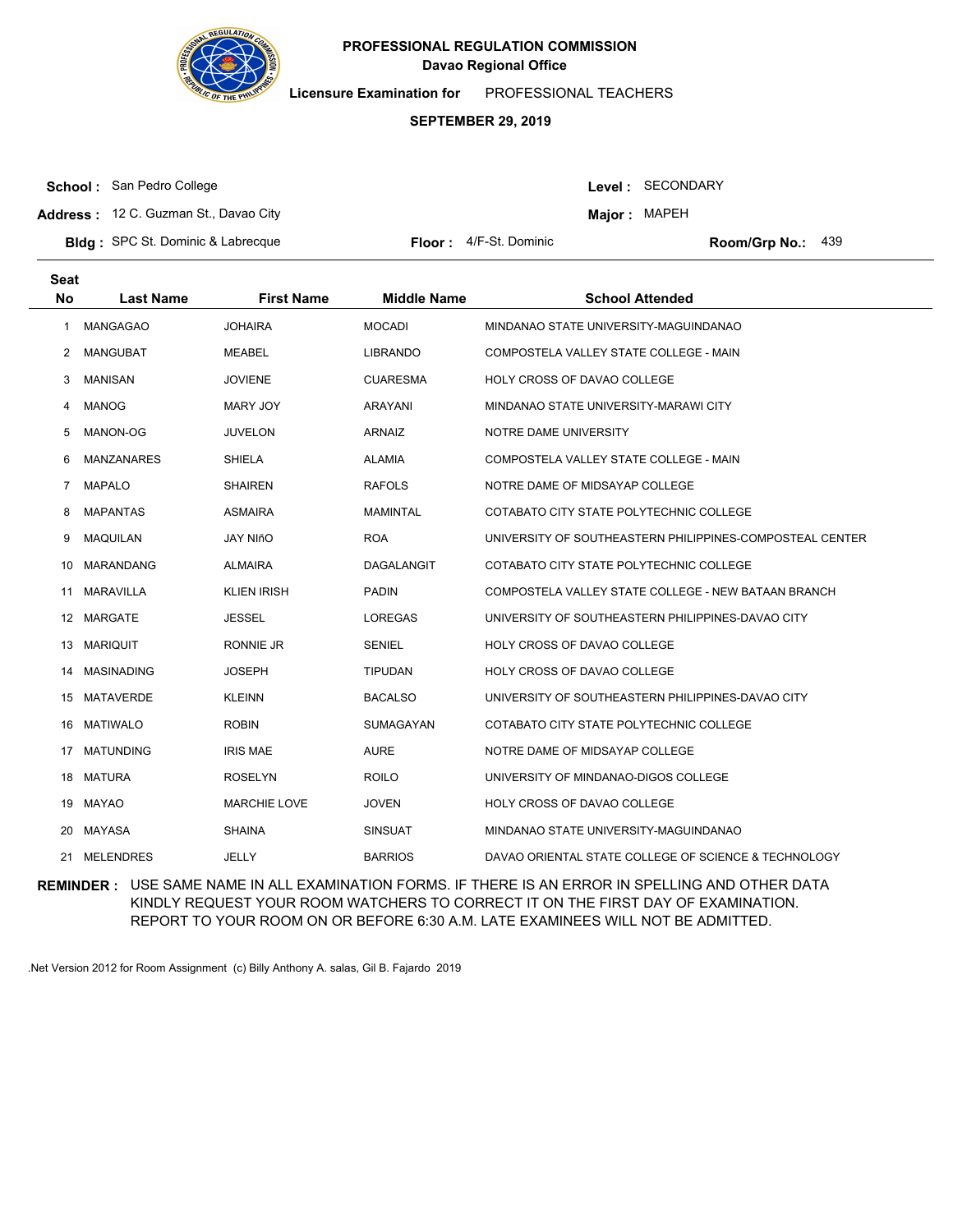**PROFESSIONAL REGULATION COMMISSION**
**Davao Regional Office**

**Licensure Examination for** PROFESSIONAL TEACHERS

**SEPTEMBER 29, 2019**

**School :** San Pedro College
**Address :** 12 C. Guzman St., Davao City
**Bldg :** SPC St. Dominic & Labrecque
**Floor :** 4/F-St. Dominic
**Level :** SECONDARY
**Major :** MAPEH
**Room/Grp No.:** 439

| Seat No | Last Name | First Name | Middle Name | School Attended |
|---|---|---|---|---|
| 1 | MANGAGAO | JOHAIRA | MOCADI | MINDANAO STATE UNIVERSITY-MAGUINDANAO |
| 2 | MANGUBAT | MEABEL | LIBRANDO | COMPOSTELA VALLEY STATE COLLEGE - MAIN |
| 3 | MANISAN | JOVIENE | CUARESMA | HOLY CROSS OF DAVAO COLLEGE |
| 4 | MANOG | MARY JOY | ARAYANI | MINDANAO STATE UNIVERSITY-MARAWI CITY |
| 5 | MANON-OG | JUVELON | ARNAIZ | NOTRE DAME UNIVERSITY |
| 6 | MANZANARES | SHIELA | ALAMIA | COMPOSTELA VALLEY STATE COLLEGE - MAIN |
| 7 | MAPALO | SHAIREN | RAFOLS | NOTRE DAME OF MIDSAYAP COLLEGE |
| 8 | MAPANTAS | ASMAIRA | MAMINTAL | COTABATO CITY STATE POLYTECHNIC COLLEGE |
| 9 | MAQUILAN | JAY NIñO | ROA | UNIVERSITY OF SOUTHEASTERN PHILIPPINES-COMPOSTEAL CENTER |
| 10 | MARANDANG | ALMAIRA | DAGALANGIT | COTABATO CITY STATE POLYTECHNIC COLLEGE |
| 11 | MARAVILLA | KLIEN IRISH | PADIN | COMPOSTELA VALLEY STATE COLLEGE - NEW BATAAN BRANCH |
| 12 | MARGATE | JESSEL | LOREGAS | UNIVERSITY OF SOUTHEASTERN PHILIPPINES-DAVAO CITY |
| 13 | MARIQUIT | RONNIE JR | SENIEL | HOLY CROSS OF DAVAO COLLEGE |
| 14 | MASINADING | JOSEPH | TIPUDAN | HOLY CROSS OF DAVAO COLLEGE |
| 15 | MATAVERDE | KLEINN | BACALSO | UNIVERSITY OF SOUTHEASTERN PHILIPPINES-DAVAO CITY |
| 16 | MATIWALO | ROBIN | SUMAGAYAN | COTABATO CITY STATE POLYTECHNIC COLLEGE |
| 17 | MATUNDING | IRIS MAE | AURE | NOTRE DAME OF MIDSAYAP COLLEGE |
| 18 | MATURA | ROSELYN | ROILO | UNIVERSITY OF MINDANAO-DIGOS COLLEGE |
| 19 | MAYAO | MARCHIE LOVE | JOVEN | HOLY CROSS OF DAVAO COLLEGE |
| 20 | MAYASA | SHAINA | SINSUAT | MINDANAO STATE UNIVERSITY-MAGUINDANAO |
| 21 | MELENDRES | JELLY | BARRIOS | DAVAO ORIENTAL STATE COLLEGE OF SCIENCE & TECHNOLOGY |

**REMINDER :** USE SAME NAME IN ALL EXAMINATION FORMS. IF THERE IS AN ERROR IN SPELLING AND OTHER DATA KINDLY REQUEST YOUR ROOM WATCHERS TO CORRECT IT ON THE FIRST DAY OF EXAMINATION. REPORT TO YOUR ROOM ON OR BEFORE 6:30 A.M. LATE EXAMINEES WILL NOT BE ADMITTED.

.Net Version 2012 for Room Assignment (c) Billy Anthony A. salas, Gil B. Fajardo 2019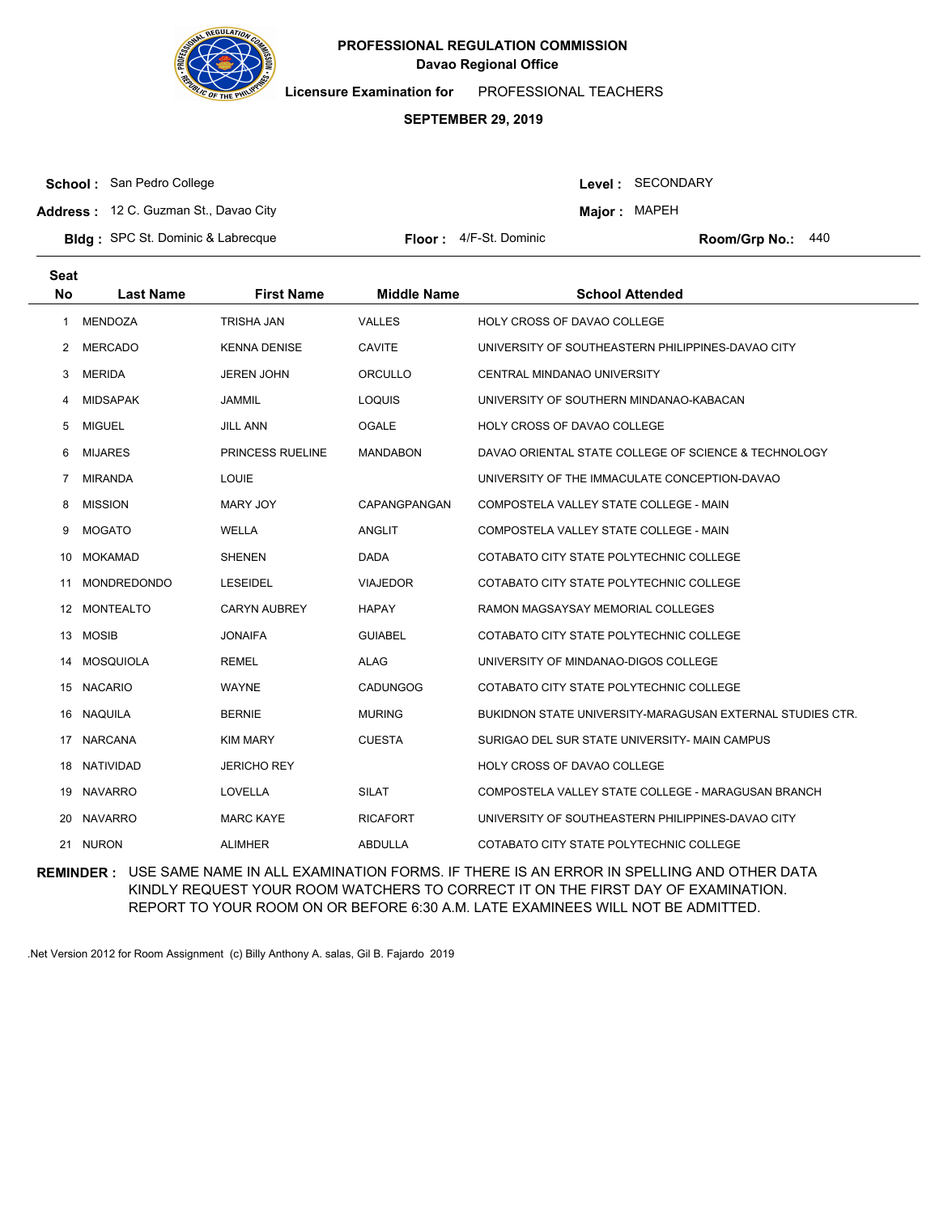**PROFESSIONAL REGULATION COMMISSION**
**Davao Regional Office**

**Licensure Examination for** PROFESSIONAL TEACHERS

**SEPTEMBER 29, 2019**

**School :** San Pedro College
**Address :** 12 C. Guzman St., Davao City
**Bldg :** SPC St. Dominic & Labrecque
**Floor :** 4/F-St. Dominic
**Level :** SECONDARY
**Major :** MAPEH
**Room/Grp No.:** 440

| Seat No | Last Name | First Name | Middle Name | School Attended |
|---|---|---|---|---|
| 1 | MENDOZA | TRISHA JAN | VALLES | HOLY CROSS OF DAVAO COLLEGE |
| 2 | MERCADO | KENNA DENISE | CAVITE | UNIVERSITY OF SOUTHEASTERN PHILIPPINES-DAVAO CITY |
| 3 | MERIDA | JEREN JOHN | ORCULLO | CENTRAL MINDANAO UNIVERSITY |
| 4 | MIDSAPAK | JAMMIL | LOQUIS | UNIVERSITY OF SOUTHERN MINDANAO-KABACAN |
| 5 | MIGUEL | JILL ANN | OGALE | HOLY CROSS OF DAVAO COLLEGE |
| 6 | MIJARES | PRINCESS RUELINE | MANDABON | DAVAO ORIENTAL STATE COLLEGE OF SCIENCE & TECHNOLOGY |
| 7 | MIRANDA | LOUIE | | UNIVERSITY OF THE IMMACULATE CONCEPTION-DAVAO |
| 8 | MISSION | MARY JOY | CAPANGPANGAN | COMPOSTELA VALLEY STATE COLLEGE - MAIN |
| 9 | MOGATO | WELLA | ANGLIT | COMPOSTELA VALLEY STATE COLLEGE - MAIN |
| 10 | MOKAMAD | SHENEN | DADA | COTABATO CITY STATE POLYTECHNIC COLLEGE |
| 11 | MONDREDONDO | LESEIDEL | VIAJEDOR | COTABATO CITY STATE POLYTECHNIC COLLEGE |
| 12 | MONTEALTO | CARYN AUBREY | HAPAY | RAMON MAGSAYSAY MEMORIAL COLLEGES |
| 13 | MOSIB | JONAIFA | GUIABEL | COTABATO CITY STATE POLYTECHNIC COLLEGE |
| 14 | MOSQUIOLA | REMEL | ALAG | UNIVERSITY OF MINDANAO-DIGOS COLLEGE |
| 15 | NACARIO | WAYNE | CADUNGOG | COTABATO CITY STATE POLYTECHNIC COLLEGE |
| 16 | NAQUILA | BERNIE | MURING | BUKIDNON STATE UNIVERSITY-MARAGUSAN EXTERNAL STUDIES CTR. |
| 17 | NARCANA | KIM MARY | CUESTA | SURIGAO DEL SUR STATE UNIVERSITY- MAIN CAMPUS |
| 18 | NATIVIDAD | JERICHO REY | | HOLY CROSS OF DAVAO COLLEGE |
| 19 | NAVARRO | LOVELLA | SILAT | COMPOSTELA VALLEY STATE COLLEGE - MARAGUSAN BRANCH |
| 20 | NAVARRO | MARC KAYE | RICAFORT | UNIVERSITY OF SOUTHEASTERN PHILIPPINES-DAVAO CITY |
| 21 | NURON | ALIMHER | ABDULLA | COTABATO CITY STATE POLYTECHNIC COLLEGE |

**REMINDER :** USE SAME NAME IN ALL EXAMINATION FORMS. IF THERE IS AN ERROR IN SPELLING AND OTHER DATA KINDLY REQUEST YOUR ROOM WATCHERS TO CORRECT IT ON THE FIRST DAY OF EXAMINATION. REPORT TO YOUR ROOM ON OR BEFORE 6:30 A.M. LATE EXAMINEES WILL NOT BE ADMITTED.

.Net Version 2012 for Room Assignment (c) Billy Anthony A. salas, Gil B. Fajardo 2019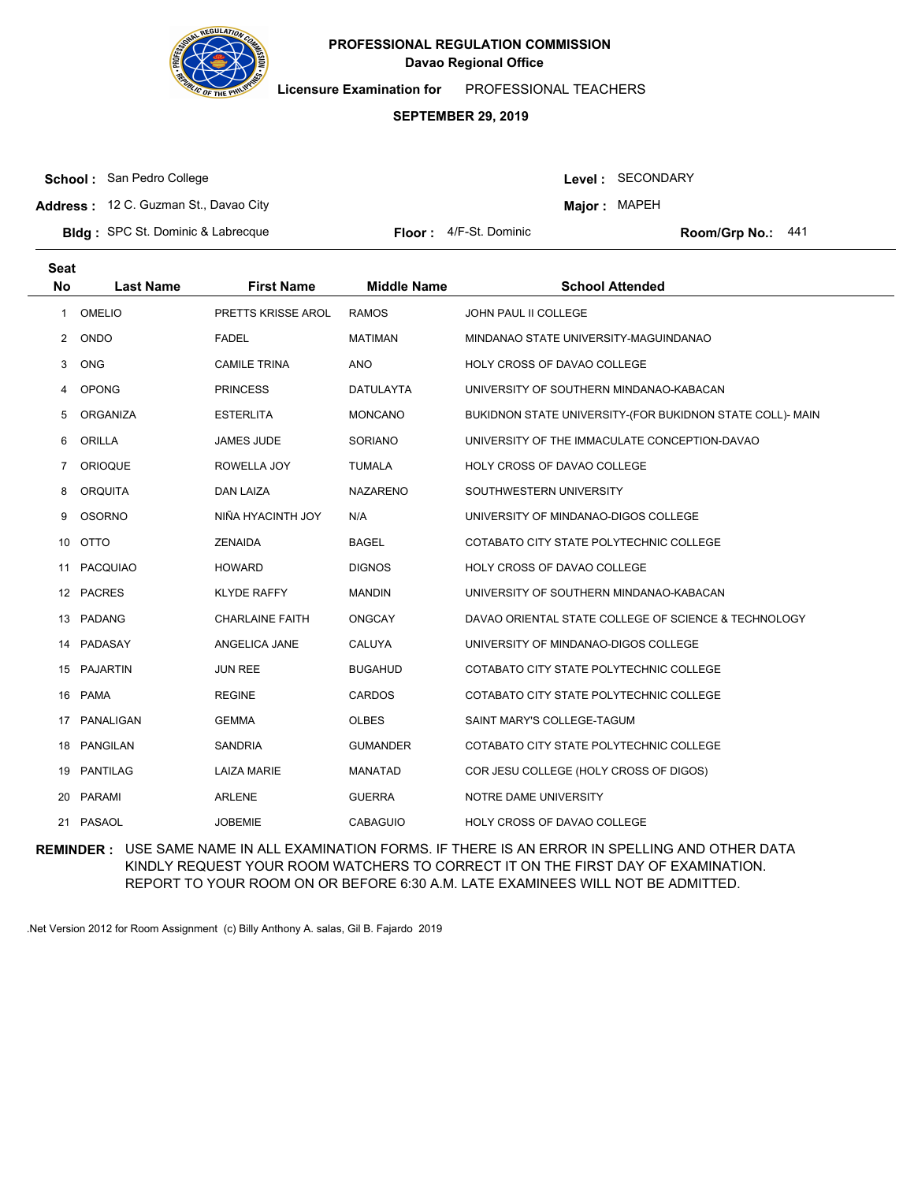**PROFESSIONAL REGULATION COMMISSION**
**Davao Regional Office**

**Licensure Examination for** PROFESSIONAL TEACHERS

**SEPTEMBER 29, 2019**

**School :** San Pedro College
**Address :** 12 C. Guzman St., Davao City
**Bldg :** SPC St. Dominic & Labrecque
**Floor :** 4/F-St. Dominic
**Level :** SECONDARY
**Major :** MAPEH
**Room/Grp No.:** 441

| Seat No | Last Name | First Name | Middle Name | School Attended |
|---|---|---|---|---|
| 1 | OMELIO | PRETTS KRISSE AROL | RAMOS | JOHN PAUL II COLLEGE |
| 2 | ONDO | FADEL | MATIMAN | MINDANAO STATE UNIVERSITY-MAGUINDANAO |
| 3 | ONG | CAMILE TRINA | ANO | HOLY CROSS OF DAVAO COLLEGE |
| 4 | OPONG | PRINCESS | DATULAYTA | UNIVERSITY OF SOUTHERN MINDANAO-KABACAN |
| 5 | ORGANIZA | ESTERLITA | MONCANO | BUKIDNON STATE UNIVERSITY-(FOR BUKIDNON STATE COLL)- MAIN |
| 6 | ORILLA | JAMES JUDE | SORIANO | UNIVERSITY OF THE IMMACULATE CONCEPTION-DAVAO |
| 7 | ORIOQUE | ROWELLA JOY | TUMALA | HOLY CROSS OF DAVAO COLLEGE |
| 8 | ORQUITA | DAN LAIZA | NAZARENO | SOUTHWESTERN UNIVERSITY |
| 9 | OSORNO | NIÑA HYACINTH JOY | N/A | UNIVERSITY OF MINDANAO-DIGOS COLLEGE |
| 10 | OTTO | ZENAIDA | BAGEL | COTABATO CITY STATE POLYTECHNIC COLLEGE |
| 11 | PACQUIAO | HOWARD | DIGNOS | HOLY CROSS OF DAVAO COLLEGE |
| 12 | PACRES | KLYDE RAFFY | MANDIN | UNIVERSITY OF SOUTHERN MINDANAO-KABACAN |
| 13 | PADANG | CHARLAINE FAITH | ONGCAY | DAVAO ORIENTAL STATE COLLEGE OF SCIENCE & TECHNOLOGY |
| 14 | PADASAY | ANGELICA JANE | CALUYA | UNIVERSITY OF MINDANAO-DIGOS COLLEGE |
| 15 | PAJARTIN | JUN REE | BUGAHUD | COTABATO CITY STATE POLYTECHNIC COLLEGE |
| 16 | PAMA | REGINE | CARDOS | COTABATO CITY STATE POLYTECHNIC COLLEGE |
| 17 | PANALIGAN | GEMMA | OLBES | SAINT MARY'S COLLEGE-TAGUM |
| 18 | PANGILAN | SANDRIA | GUMANDER | COTABATO CITY STATE POLYTECHNIC COLLEGE |
| 19 | PANTILAG | LAIZA MARIE | MANATAD | COR JESU COLLEGE (HOLY CROSS OF DIGOS) |
| 20 | PARAMI | ARLENE | GUERRA | NOTRE DAME UNIVERSITY |
| 21 | PASAOL | JOBEMIE | CABAGUIO | HOLY CROSS OF DAVAO COLLEGE |

**REMINDER :** USE SAME NAME IN ALL EXAMINATION FORMS. IF THERE IS AN ERROR IN SPELLING AND OTHER DATA KINDLY REQUEST YOUR ROOM WATCHERS TO CORRECT IT ON THE FIRST DAY OF EXAMINATION. REPORT TO YOUR ROOM ON OR BEFORE 6:30 A.M. LATE EXAMINEES WILL NOT BE ADMITTED.

.Net Version 2012 for Room Assignment (c) Billy Anthony A. salas, Gil B. Fajardo 2019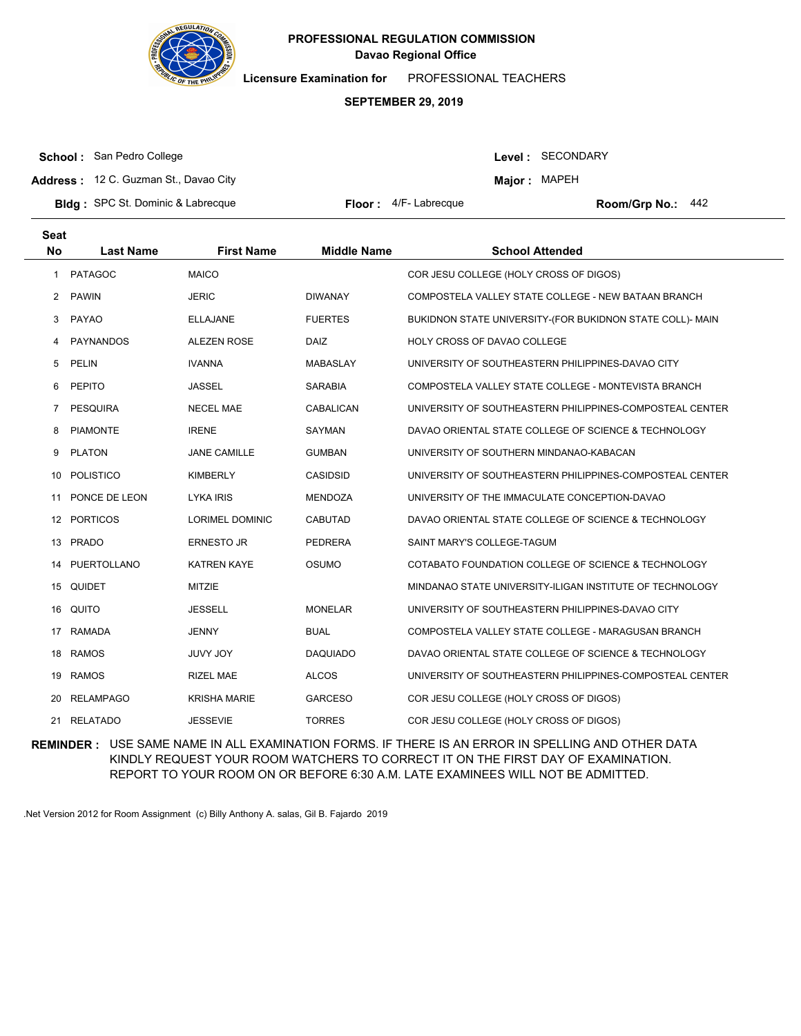**PROFESSIONAL REGULATION COMMISSION**
**Davao Regional Office**

**Licensure Examination for** PROFESSIONAL TEACHERS

**SEPTEMBER 29, 2019**

**School :** San Pedro College
**Address :** 12 C. Guzman St., Davao City
**Bldg :** SPC St. Dominic & Labrecque
**Floor :** 4/F- Labrecque
**Level :** SECONDARY
**Major :** MAPEH
**Room/Grp No.:** 442

| Seat No | Last Name | First Name | Middle Name | School Attended |
|---|---|---|---|---|
| 1 | PATAGOC | MAICO | | COR JESU COLLEGE (HOLY CROSS OF DIGOS) |
| 2 | PAWIN | JERIC | DIWANAY | COMPOSTELA VALLEY STATE COLLEGE - NEW BATAAN BRANCH |
| 3 | PAYAO | ELLAJANE | FUERTES | BUKIDNON STATE UNIVERSITY-(FOR BUKIDNON STATE COLL)- MAIN |
| 4 | PAYNANDOS | ALEZEN ROSE | DAIZ | HOLY CROSS OF DAVAO COLLEGE |
| 5 | PELIN | IVANNA | MABASLAY | UNIVERSITY OF SOUTHEASTERN PHILIPPINES-DAVAO CITY |
| 6 | PEPITO | JASSEL | SARABIA | COMPOSTELA VALLEY STATE COLLEGE - MONTEVISTA BRANCH |
| 7 | PESQUIRA | NECEL MAE | CABALICAN | UNIVERSITY OF SOUTHEASTERN PHILIPPINES-COMPOSTEAL CENTER |
| 8 | PIAMONTE | IRENE | SAYMAN | DAVAO ORIENTAL STATE COLLEGE OF SCIENCE & TECHNOLOGY |
| 9 | PLATON | JANE CAMILLE | GUMBAN | UNIVERSITY OF SOUTHERN MINDANAO-KABACAN |
| 10 | POLISTICO | KIMBERLY | CASIDSID | UNIVERSITY OF SOUTHEASTERN PHILIPPINES-COMPOSTEAL CENTER |
| 11 | PONCE DE LEON | LYKA IRIS | MENDOZA | UNIVERSITY OF THE IMMACULATE CONCEPTION-DAVAO |
| 12 | PORTICOS | LORIMEL DOMINIC | CABUTAD | DAVAO ORIENTAL STATE COLLEGE OF SCIENCE & TECHNOLOGY |
| 13 | PRADO | ERNESTO JR | PEDRERA | SAINT MARY'S COLLEGE-TAGUM |
| 14 | PUERTOLLANO | KATREN KAYE | OSUMO | COTABATO FOUNDATION COLLEGE OF SCIENCE & TECHNOLOGY |
| 15 | QUIDET | MITZIE | | MINDANAO STATE UNIVERSITY-ILIGAN INSTITUTE OF TECHNOLOGY |
| 16 | QUITO | JESSELL | MONELAR | UNIVERSITY OF SOUTHEASTERN PHILIPPINES-DAVAO CITY |
| 17 | RAMADA | JENNY | BUAL | COMPOSTELA VALLEY STATE COLLEGE - MARAGUSAN BRANCH |
| 18 | RAMOS | JUVY JOY | DAQUIADO | DAVAO ORIENTAL STATE COLLEGE OF SCIENCE & TECHNOLOGY |
| 19 | RAMOS | RIZEL MAE | ALCOS | UNIVERSITY OF SOUTHEASTERN PHILIPPINES-COMPOSTEAL CENTER |
| 20 | RELAMPAGO | KRISHA MARIE | GARCESO | COR JESU COLLEGE (HOLY CROSS OF DIGOS) |
| 21 | RELATADO | JESSEVIE | TORRES | COR JESU COLLEGE (HOLY CROSS OF DIGOS) |

**REMINDER :** USE SAME NAME IN ALL EXAMINATION FORMS. IF THERE IS AN ERROR IN SPELLING AND OTHER DATA KINDLY REQUEST YOUR ROOM WATCHERS TO CORRECT IT ON THE FIRST DAY OF EXAMINATION. REPORT TO YOUR ROOM ON OR BEFORE 6:30 A.M. LATE EXAMINEES WILL NOT BE ADMITTED.

.Net Version 2012 for Room Assignment (c) Billy Anthony A. salas, Gil B. Fajardo 2019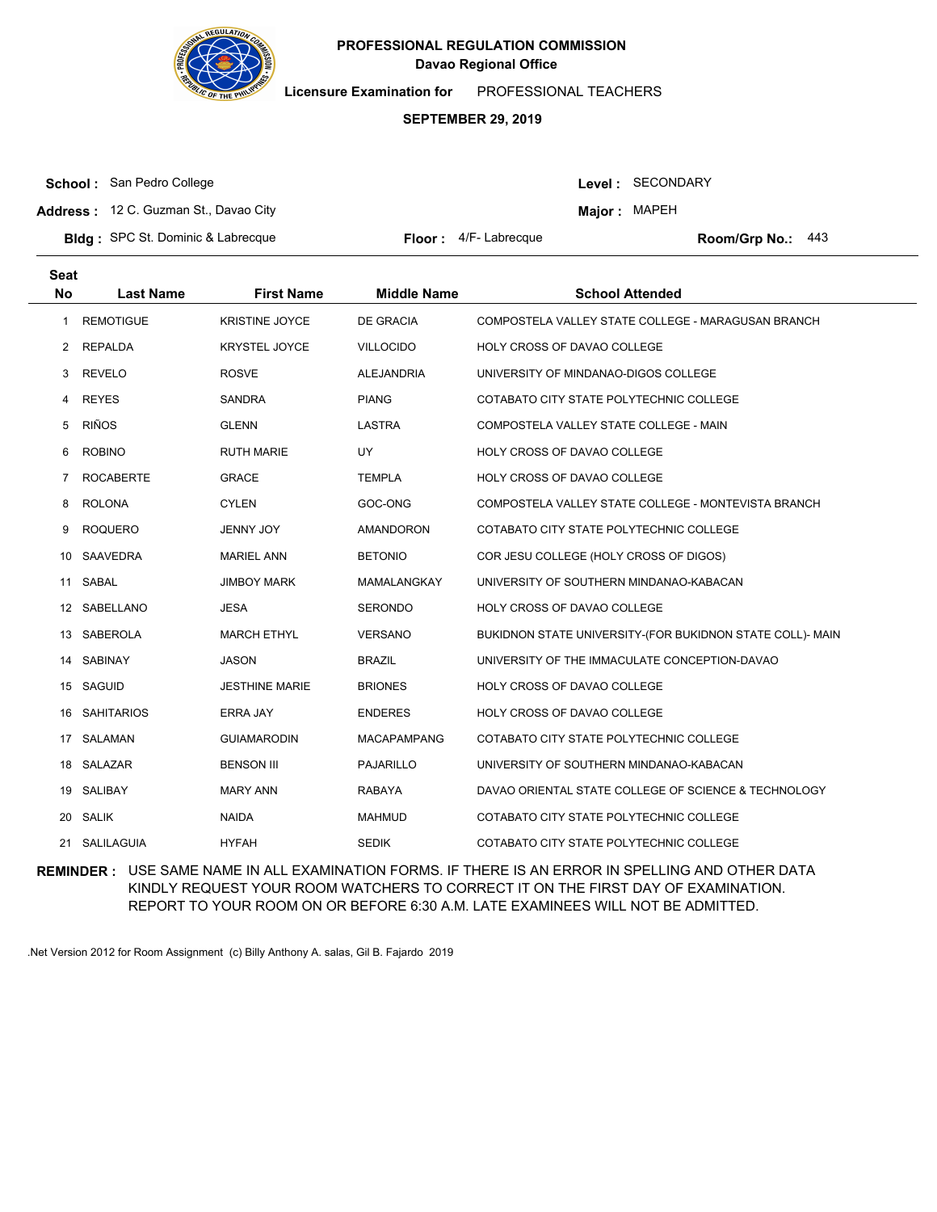**PROFESSIONAL REGULATION COMMISSION**
**Davao Regional Office**

**Licensure Examination for** PROFESSIONAL TEACHERS

**SEPTEMBER 29, 2019**

**School :** San Pedro College
**Address :** 12 C. Guzman St., Davao City
**Bldg :** SPC St. Dominic & Labrecque
**Floor :** 4/F- Labrecque
**Level :** SECONDARY
**Major :** MAPEH
**Room/Grp No.:** 443

| Seat No | Last Name | First Name | Middle Name | School Attended |
|---|---|---|---|---|
| 1 | REMOTIGUE | KRISTINE JOYCE | DE GRACIA | COMPOSTELA VALLEY STATE COLLEGE - MARAGUSAN BRANCH |
| 2 | REPALDA | KRYSTEL JOYCE | VILLOCIDO | HOLY CROSS OF DAVAO COLLEGE |
| 3 | REVELO | ROSVE | ALEJANDRIA | UNIVERSITY OF MINDANAO-DIGOS COLLEGE |
| 4 | REYES | SANDRA | PIANG | COTABATO CITY STATE POLYTECHNIC COLLEGE |
| 5 | RIÑOS | GLENN | LASTRA | COMPOSTELA VALLEY STATE COLLEGE - MAIN |
| 6 | ROBINO | RUTH MARIE | UY | HOLY CROSS OF DAVAO COLLEGE |
| 7 | ROCABERTE | GRACE | TEMPLA | HOLY CROSS OF DAVAO COLLEGE |
| 8 | ROLONA | CYLEN | GOC-ONG | COMPOSTELA VALLEY STATE COLLEGE - MONTEVISTA BRANCH |
| 9 | ROQUERO | JENNY JOY | AMANDORON | COTABATO CITY STATE POLYTECHNIC COLLEGE |
| 10 | SAAVEDRA | MARIEL ANN | BETONIO | COR JESU COLLEGE (HOLY CROSS OF DIGOS) |
| 11 | SABAL | JIMBOY MARK | MAMALANGKAY | UNIVERSITY OF SOUTHERN MINDANAO-KABACAN |
| 12 | SABELLANO | JESA | SERONDO | HOLY CROSS OF DAVAO COLLEGE |
| 13 | SABEROLA | MARCH ETHYL | VERSANO | BUKIDNON STATE UNIVERSITY-(FOR BUKIDNON STATE COLL)- MAIN |
| 14 | SABINAY | JASON | BRAZIL | UNIVERSITY OF THE IMMACULATE CONCEPTION-DAVAO |
| 15 | SAGUID | JESTHINE MARIE | BRIONES | HOLY CROSS OF DAVAO COLLEGE |
| 16 | SAHITARIOS | ERRA JAY | ENDERES | HOLY CROSS OF DAVAO COLLEGE |
| 17 | SALAMAN | GUIAMARODIN | MACAPAMPANG | COTABATO CITY STATE POLYTECHNIC COLLEGE |
| 18 | SALAZAR | BENSON III | PAJARILLO | UNIVERSITY OF SOUTHERN MINDANAO-KABACAN |
| 19 | SALIBAY | MARY ANN | RABAYA | DAVAO ORIENTAL STATE COLLEGE OF SCIENCE & TECHNOLOGY |
| 20 | SALIK | NAIDA | MAHMUD | COTABATO CITY STATE POLYTECHNIC COLLEGE |
| 21 | SALILAGUIA | HYFAH | SEDIK | COTABATO CITY STATE POLYTECHNIC COLLEGE |

**REMINDER :** USE SAME NAME IN ALL EXAMINATION FORMS. IF THERE IS AN ERROR IN SPELLING AND OTHER DATA KINDLY REQUEST YOUR ROOM WATCHERS TO CORRECT IT ON THE FIRST DAY OF EXAMINATION. REPORT TO YOUR ROOM ON OR BEFORE 6:30 A.M. LATE EXAMINEES WILL NOT BE ADMITTED.

.Net Version 2012 for Room Assignment (c) Billy Anthony A. salas, Gil B. Fajardo 2019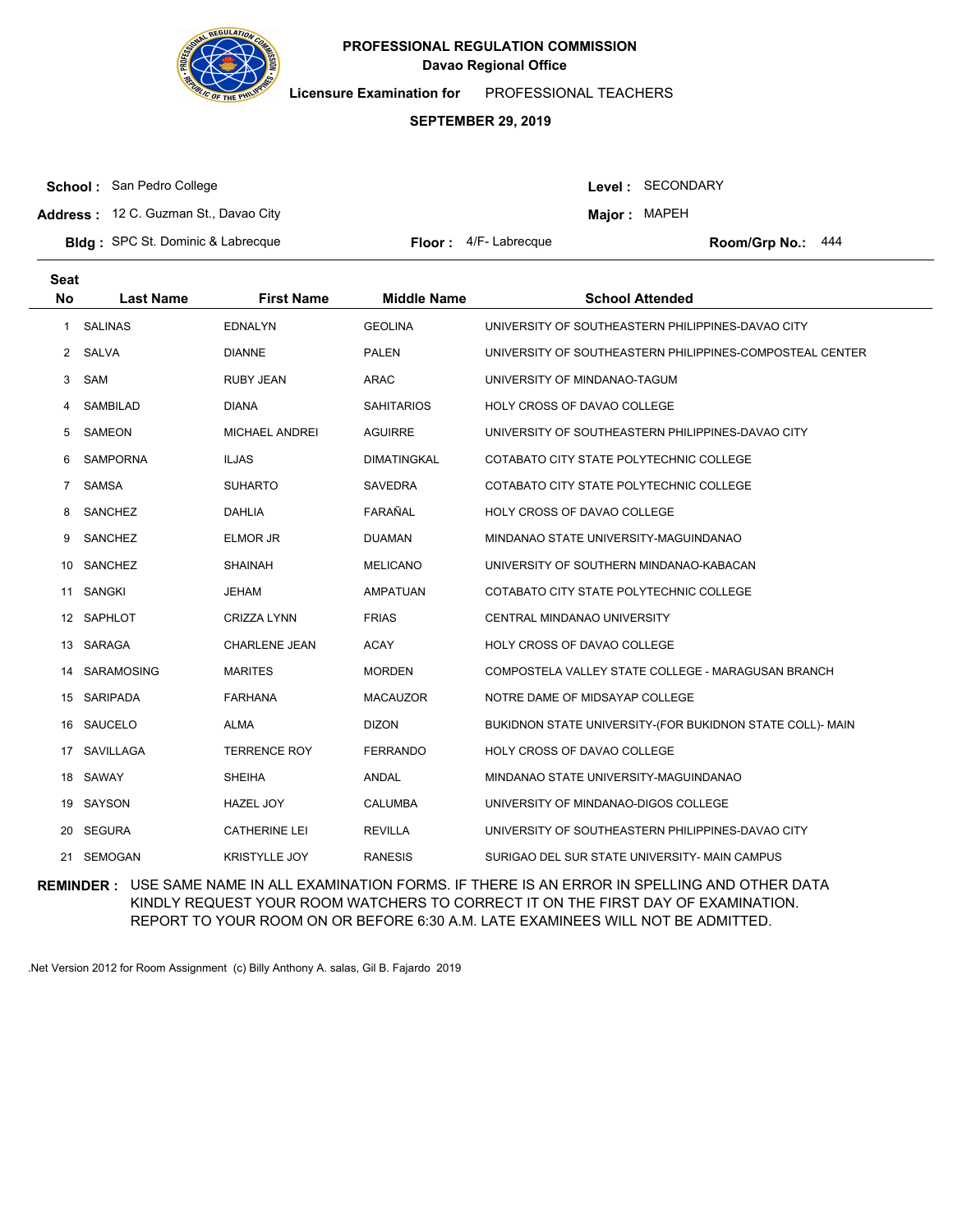**PROFESSIONAL REGULATION COMMISSION**
**Davao Regional Office**

**Licensure Examination for** PROFESSIONAL TEACHERS

**SEPTEMBER 29, 2019**

**School :** San Pedro College
**Address :** 12 C. Guzman St., Davao City
**Bldg :** SPC St. Dominic & Labrecque
**Floor :** 4/F- Labrecque

**Level :** SECONDARY
**Major :** MAPEH
**Room/Grp No.:** 444

| Seat No | Last Name | First Name | Middle Name | School Attended |
|---|---|---|---|---|
| 1 | SALINAS | EDNALYN | GEOLINA | UNIVERSITY OF SOUTHEASTERN PHILIPPINES-DAVAO CITY |
| 2 | SALVA | DIANNE | PALEN | UNIVERSITY OF SOUTHEASTERN PHILIPPINES-COMPOSTEAL CENTER |
| 3 | SAM | RUBY JEAN | ARAC | UNIVERSITY OF MINDANAO-TAGUM |
| 4 | SAMBILAD | DIANA | SAHITARIOS | HOLY CROSS OF DAVAO COLLEGE |
| 5 | SAMEON | MICHAEL ANDREI | AGUIRRE | UNIVERSITY OF SOUTHEASTERN PHILIPPINES-DAVAO CITY |
| 6 | SAMPORNA | ILJAS | DIMATINGKAL | COTABATO CITY STATE POLYTECHNIC COLLEGE |
| 7 | SAMSA | SUHARTO | SAVEDRA | COTABATO CITY STATE POLYTECHNIC COLLEGE |
| 8 | SANCHEZ | DAHLIA | FARAÑAL | HOLY CROSS OF DAVAO COLLEGE |
| 9 | SANCHEZ | ELMOR JR | DUAMAN | MINDANAO STATE UNIVERSITY-MAGUINDANAO |
| 10 | SANCHEZ | SHAINAH | MELICANO | UNIVERSITY OF SOUTHERN MINDANAO-KABACAN |
| 11 | SANGKI | JEHAM | AMPATUAN | COTABATO CITY STATE POLYTECHNIC COLLEGE |
| 12 | SAPHLOT | CRIZZA LYNN | FRIAS | CENTRAL MINDANAO UNIVERSITY |
| 13 | SARAGA | CHARLENE JEAN | ACAY | HOLY CROSS OF DAVAO COLLEGE |
| 14 | SARAMOSING | MARITES | MORDEN | COMPOSTELA VALLEY STATE COLLEGE - MARAGUSAN BRANCH |
| 15 | SARIPADA | FARHANA | MACAUZOR | NOTRE DAME OF MIDSAYAP COLLEGE |
| 16 | SAUCELO | ALMA | DIZON | BUKIDNON STATE UNIVERSITY-(FOR BUKIDNON STATE COLL)- MAIN |
| 17 | SAVILLAGA | TERRENCE ROY | FERRANDO | HOLY CROSS OF DAVAO COLLEGE |
| 18 | SAWAY | SHEIHA | ANDAL | MINDANAO STATE UNIVERSITY-MAGUINDANAO |
| 19 | SAYSON | HAZEL JOY | CALUMBA | UNIVERSITY OF MINDANAO-DIGOS COLLEGE |
| 20 | SEGURA | CATHERINE LEI | REVILLA | UNIVERSITY OF SOUTHEASTERN PHILIPPINES-DAVAO CITY |
| 21 | SEMOGAN | KRISTYLLE JOY | RANESIS | SURIGAO DEL SUR STATE UNIVERSITY- MAIN CAMPUS |

**REMINDER :** USE SAME NAME IN ALL EXAMINATION FORMS. IF THERE IS AN ERROR IN SPELLING AND OTHER DATA KINDLY REQUEST YOUR ROOM WATCHERS TO CORRECT IT ON THE FIRST DAY OF EXAMINATION. REPORT TO YOUR ROOM ON OR BEFORE 6:30 A.M. LATE EXAMINEES WILL NOT BE ADMITTED.

.Net Version 2012 for Room Assignment (c) Billy Anthony A. salas, Gil B. Fajardo 2019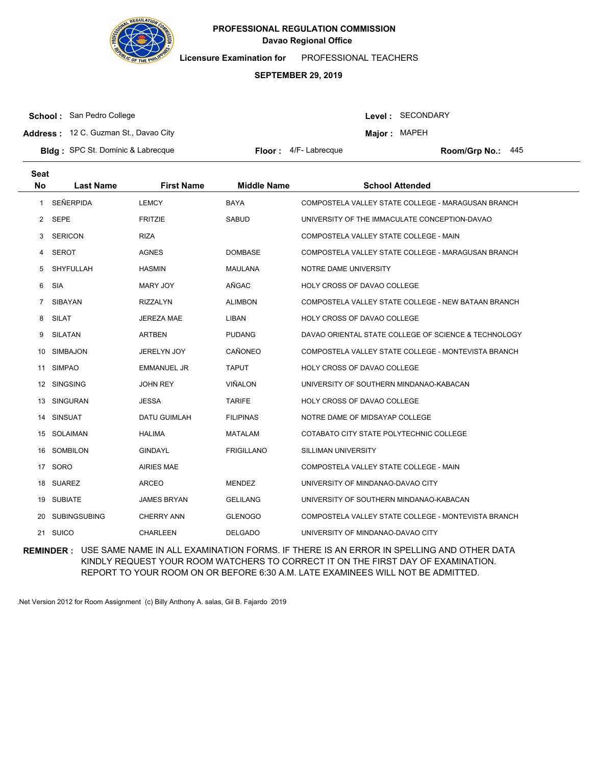**PROFESSIONAL REGULATION COMMISSION**
**Davao Regional Office**

**Licensure Examination for** PROFESSIONAL TEACHERS

**SEPTEMBER 29, 2019**

**School :** San Pedro College
**Address :** 12 C. Guzman St., Davao City
**Bldg :** SPC St. Dominic & Labrecque
**Floor :** 4/F- Labrecque
**Level :** SECONDARY
**Major :** MAPEH
**Room/Grp No.:** 445

| Seat No | Last Name | First Name | Middle Name | School Attended |
|---|---|---|---|---|
| 1 | SEÑERPIDA | LEMCY | BAYA | COMPOSTELA VALLEY STATE COLLEGE - MARAGUSAN BRANCH |
| 2 | SEPE | FRITZIE | SABUD | UNIVERSITY OF THE IMMACULATE CONCEPTION-DAVAO |
| 3 | SERICON | RIZA | | COMPOSTELA VALLEY STATE COLLEGE - MAIN |
| 4 | SEROT | AGNES | DOMBASE | COMPOSTELA VALLEY STATE COLLEGE - MARAGUSAN BRANCH |
| 5 | SHYFULLAH | HASMIN | MAULANA | NOTRE DAME UNIVERSITY |
| 6 | SIA | MARY JOY | AÑGAC | HOLY CROSS OF DAVAO COLLEGE |
| 7 | SIBAYAN | RIZZALYN | ALIMBON | COMPOSTELA VALLEY STATE COLLEGE - NEW BATAAN BRANCH |
| 8 | SILAT | JEREZA MAE | LIBAN | HOLY CROSS OF DAVAO COLLEGE |
| 9 | SILATAN | ARTBEN | PUDANG | DAVAO ORIENTAL STATE COLLEGE OF SCIENCE & TECHNOLOGY |
| 10 | SIMBAJON | JERELYN JOY | CAÑONEO | COMPOSTELA VALLEY STATE COLLEGE - MONTEVISTA BRANCH |
| 11 | SIMPAO | EMMANUEL JR | TAPUT | HOLY CROSS OF DAVAO COLLEGE |
| 12 | SINGSING | JOHN REY | VIÑALON | UNIVERSITY OF SOUTHERN MINDANAO-KABACAN |
| 13 | SINGURAN | JESSA | TARIFE | HOLY CROSS OF DAVAO COLLEGE |
| 14 | SINSUAT | DATU GUIMLAH | FILIPINAS | NOTRE DAME OF MIDSAYAP COLLEGE |
| 15 | SOLAIMAN | HALIMA | MATALAM | COTABATO CITY STATE POLYTECHNIC COLLEGE |
| 16 | SOMBILON | GINDAYL | FRIGILLANO | SILLIMAN UNIVERSITY |
| 17 | SORO | AIRIES MAE | | COMPOSTELA VALLEY STATE COLLEGE - MAIN |
| 18 | SUAREZ | ARCEO | MENDEZ | UNIVERSITY OF MINDANAO-DAVAO CITY |
| 19 | SUBIATE | JAMES BRYAN | GELILANG | UNIVERSITY OF SOUTHERN MINDANAO-KABACAN |
| 20 | SUBINGSUBING | CHERRY ANN | GLENOGO | COMPOSTELA VALLEY STATE COLLEGE - MONTEVISTA BRANCH |
| 21 | SUICO | CHARLEEN | DELGADO | UNIVERSITY OF MINDANAO-DAVAO CITY |

**REMINDER :** USE SAME NAME IN ALL EXAMINATION FORMS. IF THERE IS AN ERROR IN SPELLING AND OTHER DATA KINDLY REQUEST YOUR ROOM WATCHERS TO CORRECT IT ON THE FIRST DAY OF EXAMINATION. REPORT TO YOUR ROOM ON OR BEFORE 6:30 A.M. LATE EXAMINEES WILL NOT BE ADMITTED.

.Net Version 2012 for Room Assignment (c) Billy Anthony A. salas, Gil B. Fajardo 2019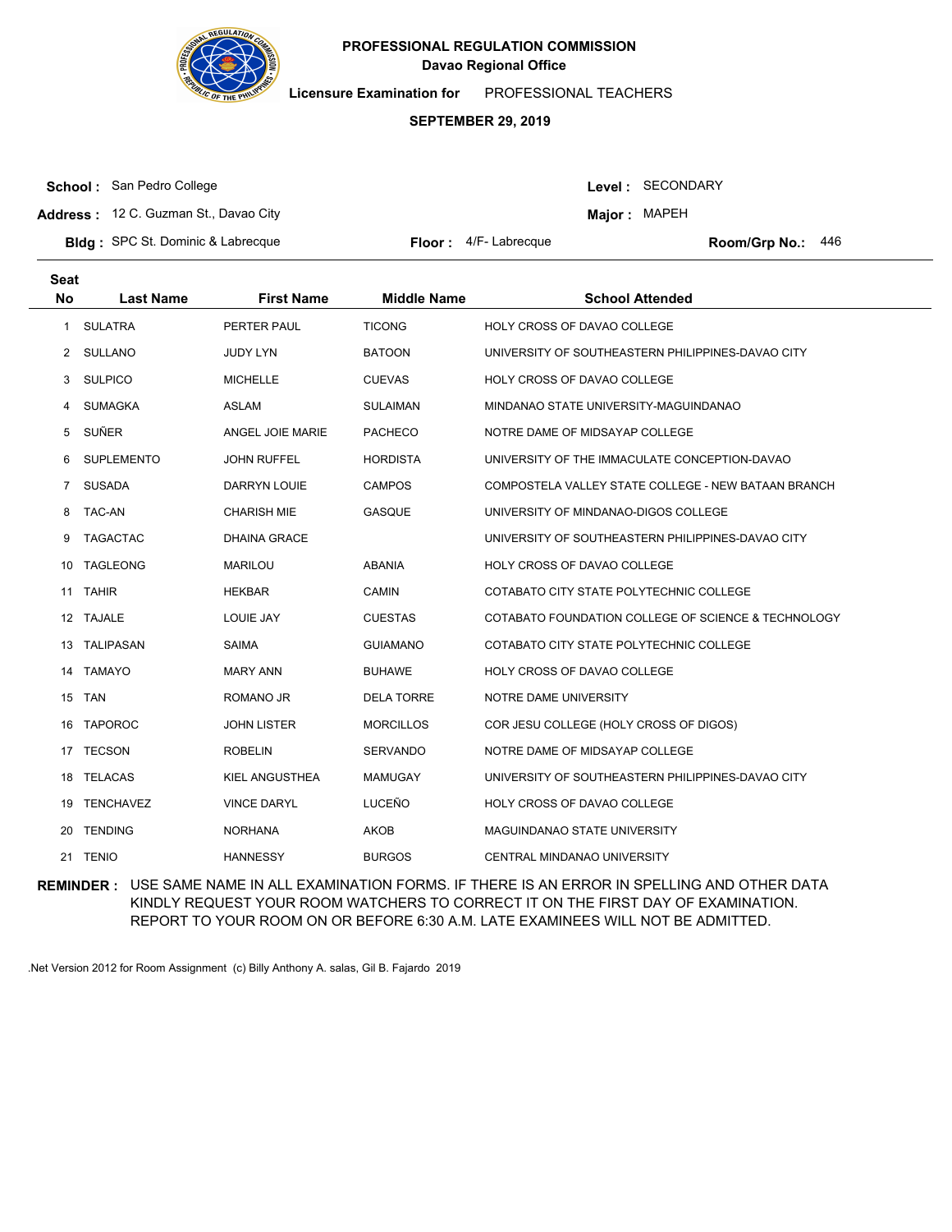**PROFESSIONAL REGULATION COMMISSION**
**Davao Regional Office**

**Licensure Examination for** PROFESSIONAL TEACHERS

**SEPTEMBER 29, 2019**

**School :** San Pedro College
**Address :** 12 C. Guzman St., Davao City
**Bldg :** SPC St. Dominic & Labrecque
**Floor :** 4/F- Labrecque
**Level :** SECONDARY
**Major :** MAPEH
**Room/Grp No.:** 446

| Seat No | Last Name | First Name | Middle Name | School Attended |
|---|---|---|---|---|
| 1 | SULATRA | PERTER PAUL | TICONG | HOLY CROSS OF DAVAO COLLEGE |
| 2 | SULLANO | JUDY LYN | BATOON | UNIVERSITY OF SOUTHEASTERN PHILIPPINES-DAVAO CITY |
| 3 | SULPICO | MICHELLE | CUEVAS | HOLY CROSS OF DAVAO COLLEGE |
| 4 | SUMAGKA | ASLAM | SULAIMAN | MINDANAO STATE UNIVERSITY-MAGUINDANAO |
| 5 | SUÑER | ANGEL JOIE MARIE | PACHECO | NOTRE DAME OF MIDSAYAP COLLEGE |
| 6 | SUPLEMENTO | JOHN RUFFEL | HORDISTA | UNIVERSITY OF THE IMMACULATE CONCEPTION-DAVAO |
| 7 | SUSADA | DARRYN LOUIE | CAMPOS | COMPOSTELA VALLEY STATE COLLEGE - NEW BATAAN BRANCH |
| 8 | TAC-AN | CHARISH MIE | GASQUE | UNIVERSITY OF MINDANAO-DIGOS COLLEGE |
| 9 | TAGACTAC | DHAINA GRACE | | UNIVERSITY OF SOUTHEASTERN PHILIPPINES-DAVAO CITY |
| 10 | TAGLEONG | MARILOU | ABANIA | HOLY CROSS OF DAVAO COLLEGE |
| 11 | TAHIR | HEKBAR | CAMIN | COTABATO CITY STATE POLYTECHNIC COLLEGE |
| 12 | TAJALE | LOUIE JAY | CUESTAS | COTABATO FOUNDATION COLLEGE OF SCIENCE & TECHNOLOGY |
| 13 | TALIPASAN | SAIMA | GUIAMANO | COTABATO CITY STATE POLYTECHNIC COLLEGE |
| 14 | TAMAYO | MARY ANN | BUHAWE | HOLY CROSS OF DAVAO COLLEGE |
| 15 | TAN | ROMANO JR | DELA TORRE | NOTRE DAME UNIVERSITY |
| 16 | TAPOROC | JOHN LISTER | MORCILLOS | COR JESU COLLEGE (HOLY CROSS OF DIGOS) |
| 17 | TECSON | ROBELIN | SERVANDO | NOTRE DAME OF MIDSAYAP COLLEGE |
| 18 | TELACAS | KIEL ANGUSTHEA | MAMUGAY | UNIVERSITY OF SOUTHEASTERN PHILIPPINES-DAVAO CITY |
| 19 | TENCHAVEZ | VINCE DARYL | LUCEÑO | HOLY CROSS OF DAVAO COLLEGE |
| 20 | TENDING | NORHANA | AKOB | MAGUINDANAO STATE UNIVERSITY |
| 21 | TENIO | HANNESSY | BURGOS | CENTRAL MINDANAO UNIVERSITY |

**REMINDER :** USE SAME NAME IN ALL EXAMINATION FORMS. IF THERE IS AN ERROR IN SPELLING AND OTHER DATA KINDLY REQUEST YOUR ROOM WATCHERS TO CORRECT IT ON THE FIRST DAY OF EXAMINATION. REPORT TO YOUR ROOM ON OR BEFORE 6:30 A.M. LATE EXAMINEES WILL NOT BE ADMITTED.

.Net Version 2012 for Room Assignment (c) Billy Anthony A. salas, Gil B. Fajardo 2019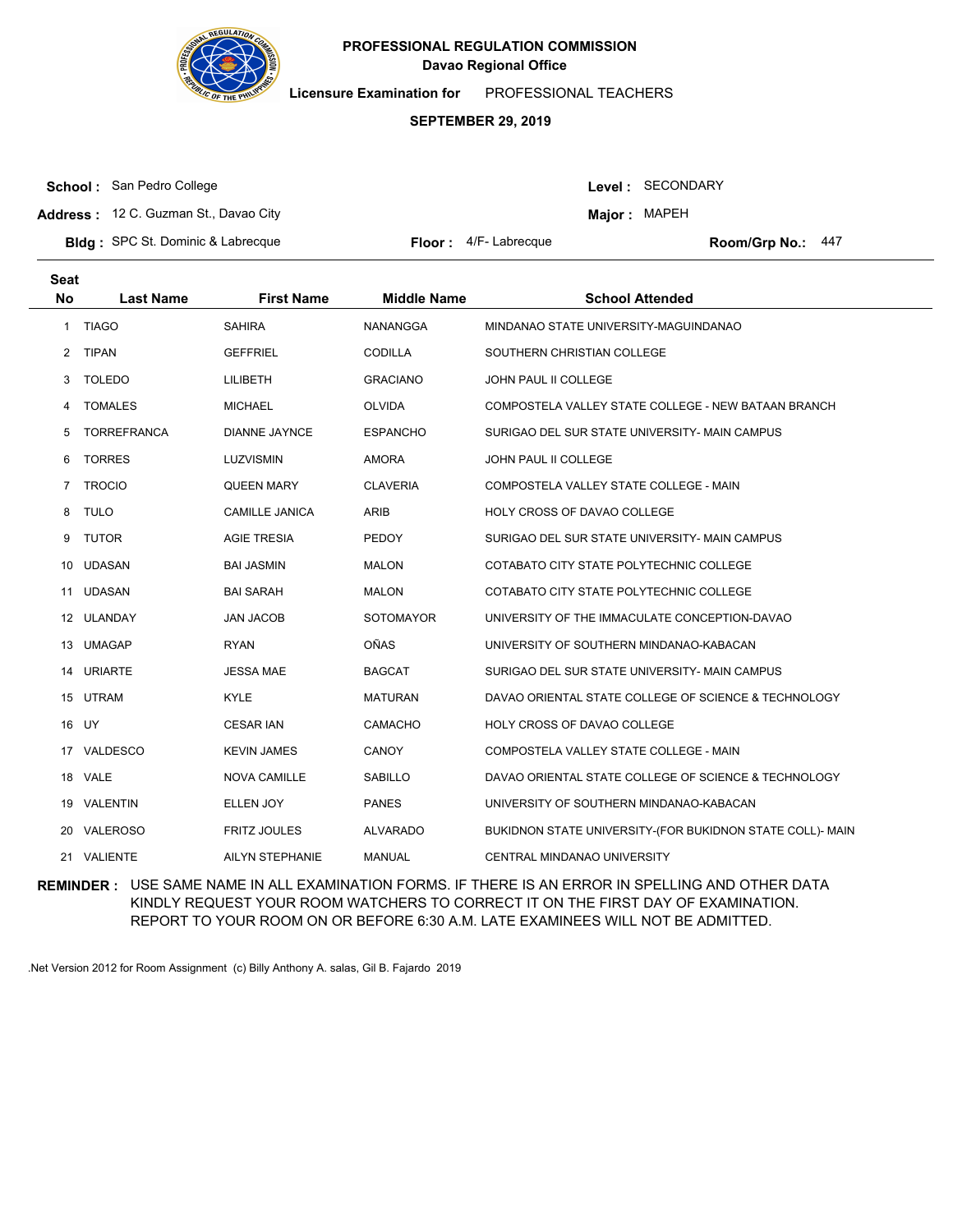**PROFESSIONAL REGULATION COMMISSION**
**Davao Regional Office**

**Licensure Examination for** PROFESSIONAL TEACHERS

**SEPTEMBER 29, 2019**

**School :** San Pedro College
**Address :** 12 C. Guzman St., Davao City
**Bldg :** SPC St. Dominic & Labrecque
**Floor :** 4/F- Labrecque
**Level :** SECONDARY
**Major :** MAPEH
**Room/Grp No.:** 447

| Seat No | Last Name | First Name | Middle Name | School Attended |
|---|---|---|---|---|
| 1 | TIAGO | SAHIRA | NANANGGA | MINDANAO STATE UNIVERSITY-MAGUINDANAO |
| 2 | TIPAN | GEFFRIEL | CODILLA | SOUTHERN CHRISTIAN COLLEGE |
| 3 | TOLEDO | LILIBETH | GRACIANO | JOHN PAUL II COLLEGE |
| 4 | TOMALES | MICHAEL | OLVIDA | COMPOSTELA VALLEY STATE COLLEGE - NEW BATAAN BRANCH |
| 5 | TORREFRANCA | DIANNE JAYNCE | ESPANCHO | SURIGAO DEL SUR STATE UNIVERSITY- MAIN CAMPUS |
| 6 | TORRES | LUZVISMIN | AMORA | JOHN PAUL II COLLEGE |
| 7 | TROCIO | QUEEN MARY | CLAVERIA | COMPOSTELA VALLEY STATE COLLEGE - MAIN |
| 8 | TULO | CAMILLE JANICA | ARIB | HOLY CROSS OF DAVAO COLLEGE |
| 9 | TUTOR | AGIE TRESIA | PEDOY | SURIGAO DEL SUR STATE UNIVERSITY- MAIN CAMPUS |
| 10 | UDASAN | BAI JASMIN | MALON | COTABATO CITY STATE POLYTECHNIC COLLEGE |
| 11 | UDASAN | BAI SARAH | MALON | COTABATO CITY STATE POLYTECHNIC COLLEGE |
| 12 | ULANDAY | JAN JACOB | SOTOMAYOR | UNIVERSITY OF THE IMMACULATE CONCEPTION-DAVAO |
| 13 | UMAGAP | RYAN | OÑAS | UNIVERSITY OF SOUTHERN MINDANAO-KABACAN |
| 14 | URIARTE | JESSA MAE | BAGCAT | SURIGAO DEL SUR STATE UNIVERSITY- MAIN CAMPUS |
| 15 | UTRAM | KYLE | MATURAN | DAVAO ORIENTAL STATE COLLEGE OF SCIENCE & TECHNOLOGY |
| 16 | UY | CESAR IAN | CAMACHO | HOLY CROSS OF DAVAO COLLEGE |
| 17 | VALDESCO | KEVIN JAMES | CANOY | COMPOSTELA VALLEY STATE COLLEGE - MAIN |
| 18 | VALE | NOVA CAMILLE | SABILLO | DAVAO ORIENTAL STATE COLLEGE OF SCIENCE & TECHNOLOGY |
| 19 | VALENTIN | ELLEN JOY | PANES | UNIVERSITY OF SOUTHERN MINDANAO-KABACAN |
| 20 | VALEROSO | FRITZ JOULES | ALVARADO | BUKIDNON STATE UNIVERSITY-(FOR BUKIDNON STATE COLL)- MAIN |
| 21 | VALIENTE | AILYN STEPHANIE | MANUAL | CENTRAL MINDANAO UNIVERSITY |

**REMINDER :** USE SAME NAME IN ALL EXAMINATION FORMS. IF THERE IS AN ERROR IN SPELLING AND OTHER DATA KINDLY REQUEST YOUR ROOM WATCHERS TO CORRECT IT ON THE FIRST DAY OF EXAMINATION. REPORT TO YOUR ROOM ON OR BEFORE 6:30 A.M. LATE EXAMINEES WILL NOT BE ADMITTED.

.Net Version 2012 for Room Assignment (c) Billy Anthony A. salas, Gil B. Fajardo 2019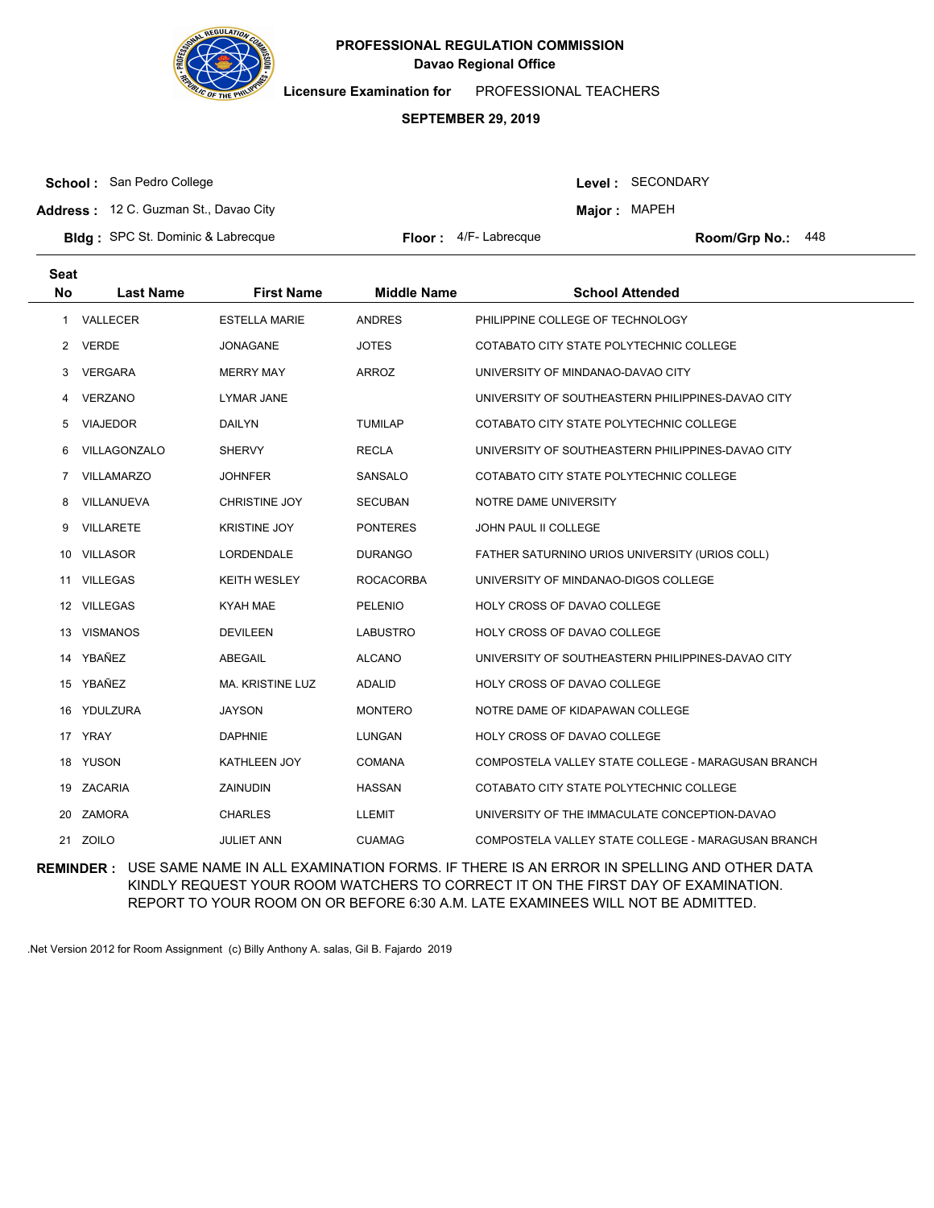**PROFESSIONAL REGULATION COMMISSION**
**Davao Regional Office**

**Licensure Examination for** PROFESSIONAL TEACHERS

**SEPTEMBER 29, 2019**

**School :** San Pedro College
**Address :** 12 C. Guzman St., Davao City
**Bldg :** SPC St. Dominic & Labrecque
**Floor :** 4/F- Labrecque
**Level :** SECONDARY
**Major :** MAPEH
**Room/Grp No.:** 448

| Seat No | Last Name | First Name | Middle Name | School Attended |
|---|---|---|---|---|
| 1 | VALLECER | ESTELLA MARIE | ANDRES | PHILIPPINE COLLEGE OF TECHNOLOGY |
| 2 | VERDE | JONAGANE | JOTES | COTABATO CITY STATE POLYTECHNIC COLLEGE |
| 3 | VERGARA | MERRY MAY | ARROZ | UNIVERSITY OF MINDANAO-DAVAO CITY |
| 4 | VERZANO | LYMAR JANE | | UNIVERSITY OF SOUTHEASTERN PHILIPPINES-DAVAO CITY |
| 5 | VIAJEDOR | DAILYN | TUMILAP | COTABATO CITY STATE POLYTECHNIC COLLEGE |
| 6 | VILLAGONZALO | SHERVY | RECLA | UNIVERSITY OF SOUTHEASTERN PHILIPPINES-DAVAO CITY |
| 7 | VILLAMARZO | JOHNFER | SANSALO | COTABATO CITY STATE POLYTECHNIC COLLEGE |
| 8 | VILLANUEVA | CHRISTINE JOY | SECUBAN | NOTRE DAME UNIVERSITY |
| 9 | VILLARETE | KRISTINE JOY | PONTERES | JOHN PAUL II COLLEGE |
| 10 | VILLASOR | LORDENDALE | DURANGO | FATHER SATURNINO URIOS UNIVERSITY (URIOS COLL) |
| 11 | VILLEGAS | KEITH WESLEY | ROCACORBA | UNIVERSITY OF MINDANAO-DIGOS COLLEGE |
| 12 | VILLEGAS | KYAH MAE | PELENIO | HOLY CROSS OF DAVAO COLLEGE |
| 13 | VISMANOS | DEVILEEN | LABUSTRO | HOLY CROSS OF DAVAO COLLEGE |
| 14 | YBAÑEZ | ABEGAIL | ALCANO | UNIVERSITY OF SOUTHEASTERN PHILIPPINES-DAVAO CITY |
| 15 | YBAÑEZ | MA. KRISTINE LUZ | ADALID | HOLY CROSS OF DAVAO COLLEGE |
| 16 | YDULZURA | JAYSON | MONTERO | NOTRE DAME OF KIDAPAWAN COLLEGE |
| 17 | YRAY | DAPHNIE | LUNGAN | HOLY CROSS OF DAVAO COLLEGE |
| 18 | YUSON | KATHLEEN JOY | COMANA | COMPOSTELA VALLEY STATE COLLEGE - MARAGUSAN BRANCH |
| 19 | ZACARIA | ZAINUDIN | HASSAN | COTABATO CITY STATE POLYTECHNIC COLLEGE |
| 20 | ZAMORA | CHARLES | LLEMIT | UNIVERSITY OF THE IMMACULATE CONCEPTION-DAVAO |
| 21 | ZOILO | JULIET ANN | CUAMAG | COMPOSTELA VALLEY STATE COLLEGE - MARAGUSAN BRANCH |

**REMINDER :** USE SAME NAME IN ALL EXAMINATION FORMS. IF THERE IS AN ERROR IN SPELLING AND OTHER DATA KINDLY REQUEST YOUR ROOM WATCHERS TO CORRECT IT ON THE FIRST DAY OF EXAMINATION. REPORT TO YOUR ROOM ON OR BEFORE 6:30 A.M. LATE EXAMINEES WILL NOT BE ADMITTED.

.Net Version 2012 for Room Assignment (c) Billy Anthony A. salas, Gil B. Fajardo 2019